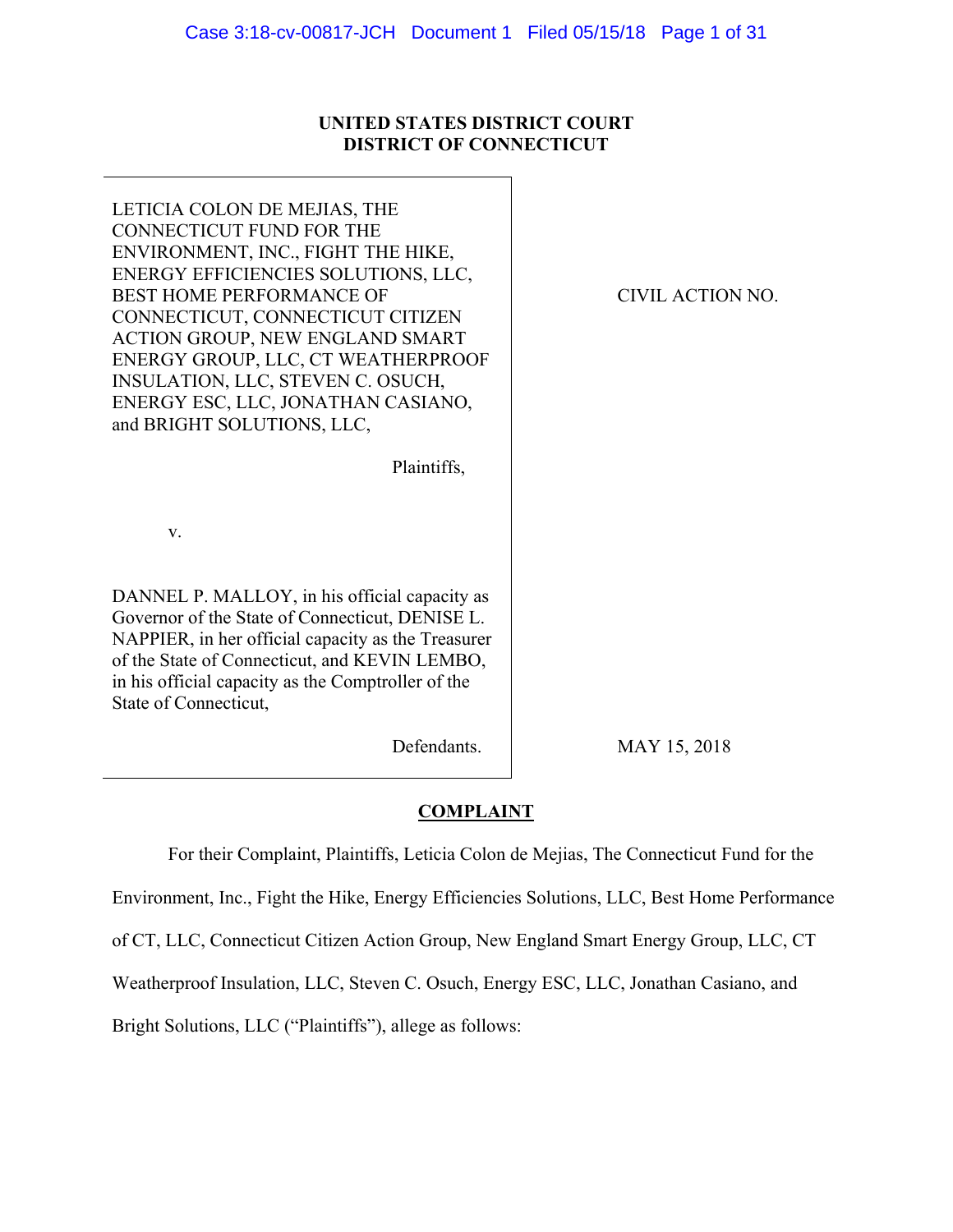**UNITED STATES DISTRICT COURT**
**DISTRICT OF CONNECTICUT**

| | |
|---|---|
| LETICIA COLON DE MEJIAS, THE CONNECTICUT FUND FOR THE ENVIRONMENT, INC., FIGHT THE HIKE, ENERGY EFFICIENCIES SOLUTIONS, LLC, BEST HOME PERFORMANCE OF CONNECTICUT, CONNECTICUT CITIZEN ACTION GROUP, NEW ENGLAND SMART ENERGY GROUP, LLC, CT WEATHERPROOF INSULATION, LLC, STEVEN C. OSUCH, ENERGY ESC, LLC, JONATHAN CASIANO, and BRIGHT SOLUTIONS, LLC,<br><br>Plaintiffs,<br><br>v.<br><br>DANNEL P. MALLOY, in his official capacity as Governor of the State of Connecticut, DENISE L. NAPPIER, in her official capacity as the Treasurer of the State of Connecticut, and KEVIN LEMBO, in his official capacity as the Comptroller of the State of Connecticut,<br><br>Defendants. | CIVIL ACTION NO.<br><br><br><br><br><br>MAY 15, 2018 |

**COMPLAINT**

For their Complaint, Plaintiffs, Leticia Colon de Mejias, The Connecticut Fund for the Environment, Inc., Fight the Hike, Energy Efficiencies Solutions, LLC, Best Home Performance of CT, LLC, Connecticut Citizen Action Group, New England Smart Energy Group, LLC, CT Weatherproof Insulation, LLC, Steven C. Osuch, Energy ESC, LLC, Jonathan Casiano, and Bright Solutions, LLC ("Plaintiffs"), allege as follows: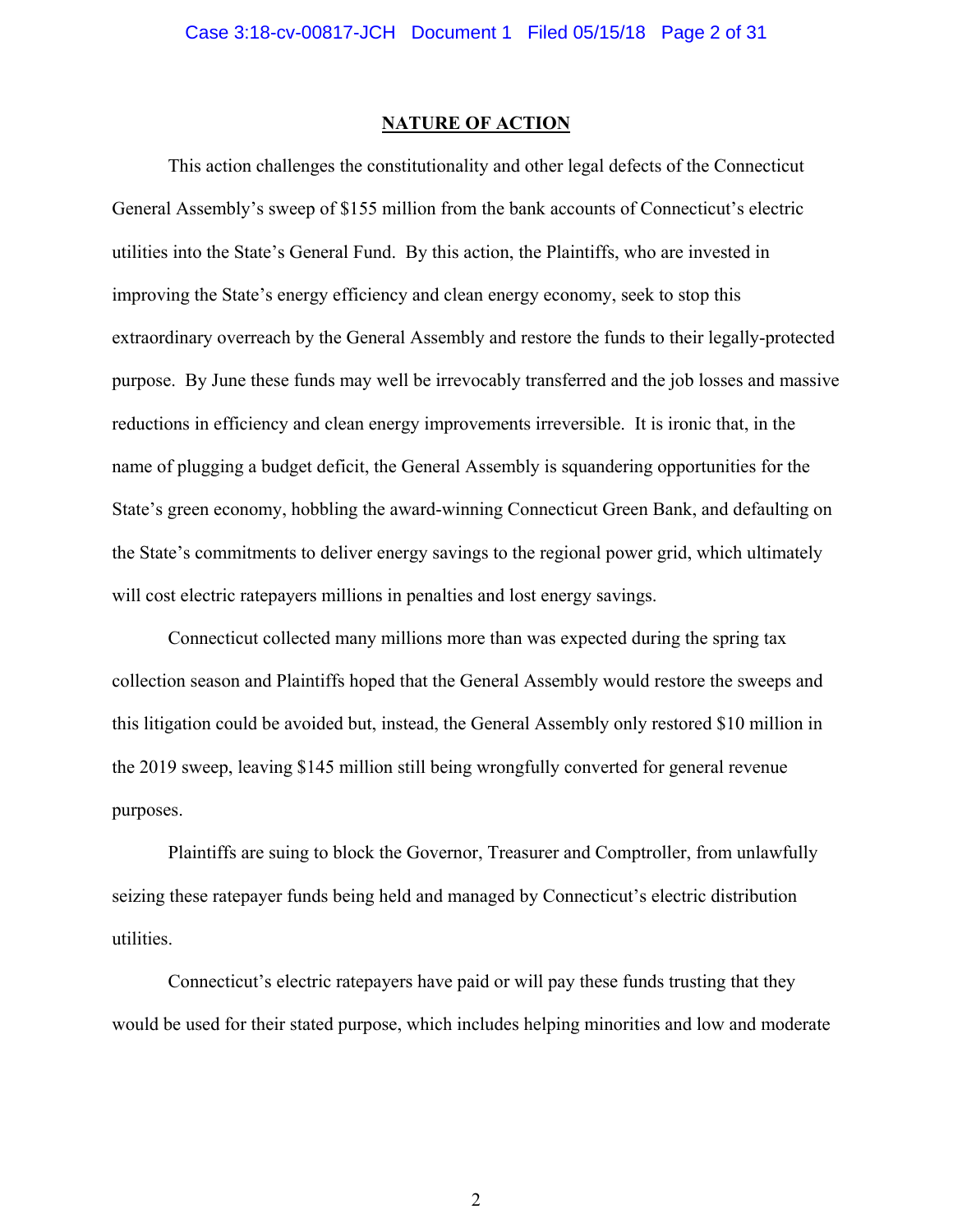## NATURE OF ACTION

This action challenges the constitutionality and other legal defects of the Connecticut General Assembly's sweep of $155 million from the bank accounts of Connecticut's electric utilities into the State's General Fund. By this action, the Plaintiffs, who are invested in improving the State's energy efficiency and clean energy economy, seek to stop this extraordinary overreach by the General Assembly and restore the funds to their legally-protected purpose. By June these funds may well be irrevocably transferred and the job losses and massive reductions in efficiency and clean energy improvements irreversible. It is ironic that, in the name of plugging a budget deficit, the General Assembly is squandering opportunities for the State's green economy, hobbling the award-winning Connecticut Green Bank, and defaulting on the State's commitments to deliver energy savings to the regional power grid, which ultimately will cost electric ratepayers millions in penalties and lost energy savings.

Connecticut collected many millions more than was expected during the spring tax collection season and Plaintiffs hoped that the General Assembly would restore the sweeps and this litigation could be avoided but, instead, the General Assembly only restored $10 million in the 2019 sweep, leaving $145 million still being wrongfully converted for general revenue purposes.

Plaintiffs are suing to block the Governor, Treasurer and Comptroller, from unlawfully seizing these ratepayer funds being held and managed by Connecticut's electric distribution utilities.

Connecticut's electric ratepayers have paid or will pay these funds trusting that they would be used for their stated purpose, which includes helping minorities and low and moderate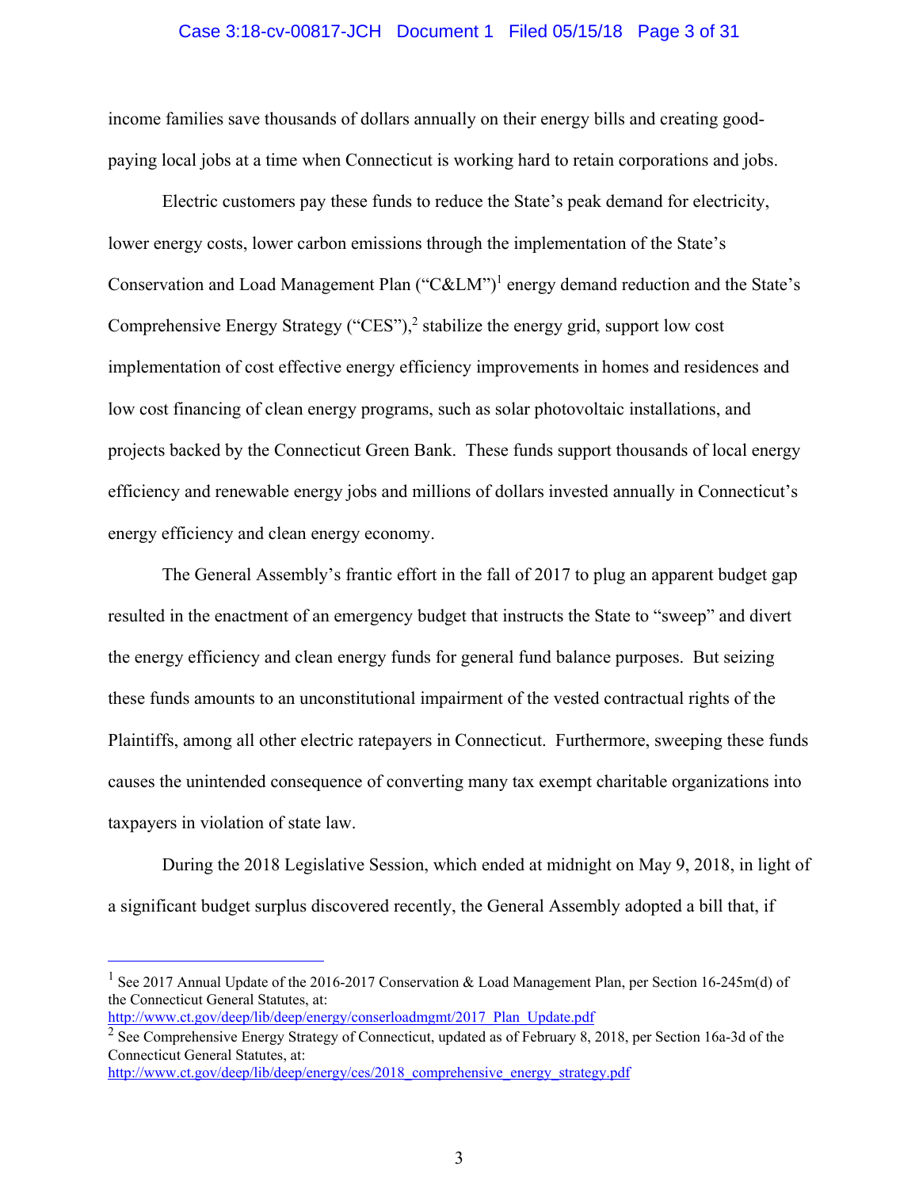income families save thousands of dollars annually on their energy bills and creating good-paying local jobs at a time when Connecticut is working hard to retain corporations and jobs.

Electric customers pay these funds to reduce the State's peak demand for electricity, lower energy costs, lower carbon emissions through the implementation of the State's Conservation and Load Management Plan ("C&LM")[1] energy demand reduction and the State's Comprehensive Energy Strategy ("CES"),[2] stabilize the energy grid, support low cost implementation of cost effective energy efficiency improvements in homes and residences and low cost financing of clean energy programs, such as solar photovoltaic installations, and projects backed by the Connecticut Green Bank. These funds support thousands of local energy efficiency and renewable energy jobs and millions of dollars invested annually in Connecticut's energy efficiency and clean energy economy.

The General Assembly's frantic effort in the fall of 2017 to plug an apparent budget gap resulted in the enactment of an emergency budget that instructs the State to "sweep" and divert the energy efficiency and clean energy funds for general fund balance purposes. But seizing these funds amounts to an unconstitutional impairment of the vested contractual rights of the Plaintiffs, among all other electric ratepayers in Connecticut. Furthermore, sweeping these funds causes the unintended consequence of converting many tax exempt charitable organizations into taxpayers in violation of state law.

During the 2018 Legislative Session, which ended at midnight on May 9, 2018, in light of a significant budget surplus discovered recently, the General Assembly adopted a bill that, if

---

[1] See 2017 Annual Update of the 2016-2017 Conservation & Load Management Plan, per Section 16-245m(d) of the Connecticut General Statutes, at: http://www.ct.gov/deep/lib/deep/energy/conserloadmgmt/2017_Plan_Update.pdf

[2] See Comprehensive Energy Strategy of Connecticut, updated as of February 8, 2018, per Section 16a-3d of the Connecticut General Statutes, at: http://www.ct.gov/deep/lib/deep/energy/ces/2018_comprehensive_energy_strategy.pdf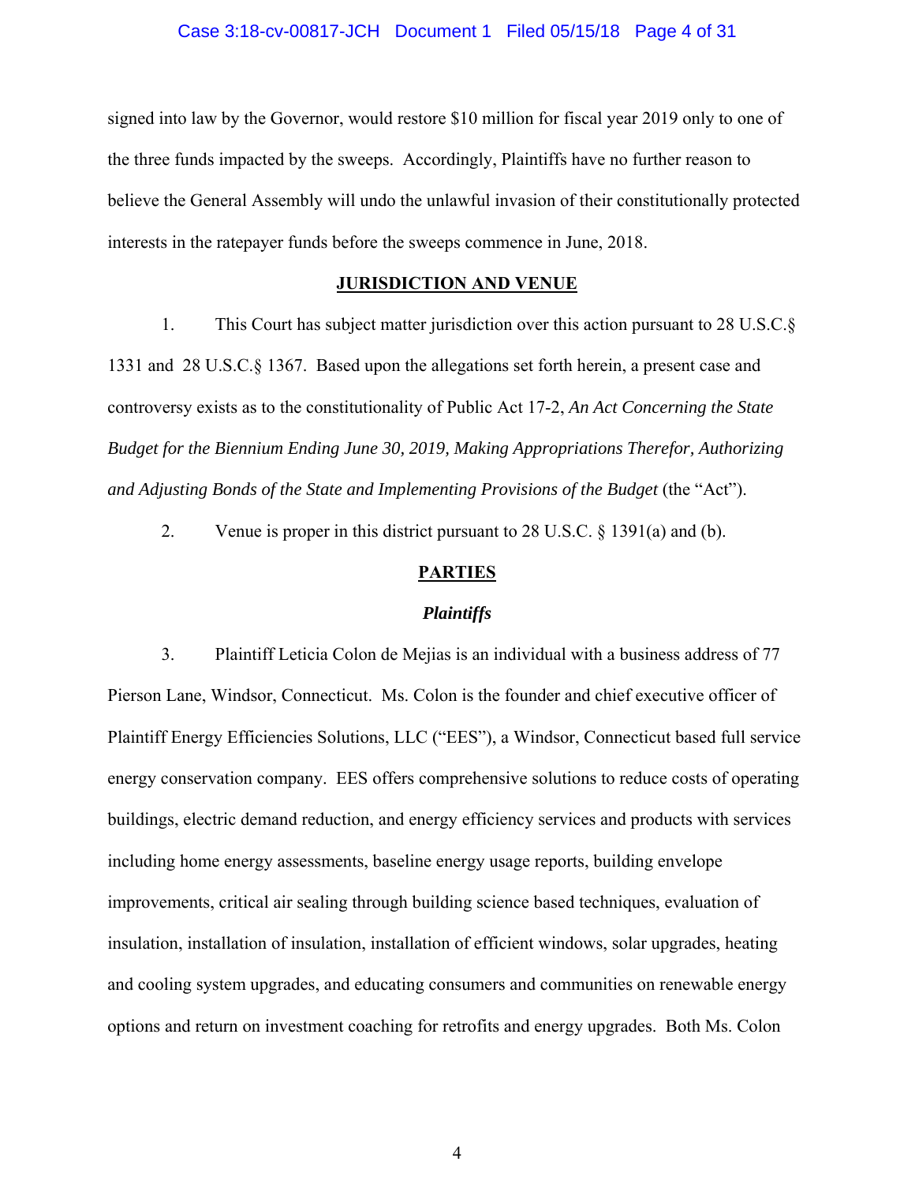signed into law by the Governor, would restore $10 million for fiscal year 2019 only to one of the three funds impacted by the sweeps. Accordingly, Plaintiffs have no further reason to believe the General Assembly will undo the unlawful invasion of their constitutionally protected interests in the ratepayer funds before the sweeps commence in June, 2018.

## JURISDICTION AND VENUE

1. This Court has subject matter jurisdiction over this action pursuant to 28 U.S.C.§ 1331 and 28 U.S.C.§ 1367. Based upon the allegations set forth herein, a present case and controversy exists as to the constitutionality of Public Act 17-2, *An Act Concerning the State Budget for the Biennium Ending June 30, 2019, Making Appropriations Therefor, Authorizing and Adjusting Bonds of the State and Implementing Provisions of the Budget* (the "Act").

2. Venue is proper in this district pursuant to 28 U.S.C. § 1391(a) and (b).

## PARTIES

### *Plaintiffs*

3. Plaintiff Leticia Colon de Mejias is an individual with a business address of 77 Pierson Lane, Windsor, Connecticut. Ms. Colon is the founder and chief executive officer of Plaintiff Energy Efficiencies Solutions, LLC ("EES"), a Windsor, Connecticut based full service energy conservation company. EES offers comprehensive solutions to reduce costs of operating buildings, electric demand reduction, and energy efficiency services and products with services including home energy assessments, baseline energy usage reports, building envelope improvements, critical air sealing through building science based techniques, evaluation of insulation, installation of insulation, installation of efficient windows, solar upgrades, heating and cooling system upgrades, and educating consumers and communities on renewable energy options and return on investment coaching for retrofits and energy upgrades. Both Ms. Colon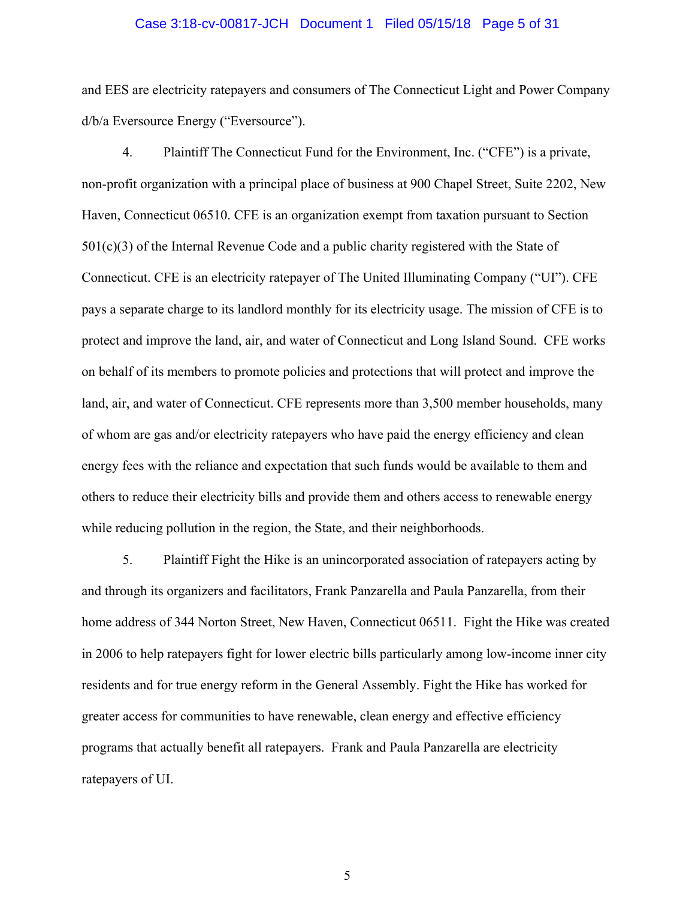and EES are electricity ratepayers and consumers of The Connecticut Light and Power Company d/b/a Eversource Energy ("Eversource").

4. Plaintiff The Connecticut Fund for the Environment, Inc. ("CFE") is a private, non-profit organization with a principal place of business at 900 Chapel Street, Suite 2202, New Haven, Connecticut 06510. CFE is an organization exempt from taxation pursuant to Section 501(c)(3) of the Internal Revenue Code and a public charity registered with the State of Connecticut. CFE is an electricity ratepayer of The United Illuminating Company ("UI"). CFE pays a separate charge to its landlord monthly for its electricity usage. The mission of CFE is to protect and improve the land, air, and water of Connecticut and Long Island Sound. CFE works on behalf of its members to promote policies and protections that will protect and improve the land, air, and water of Connecticut. CFE represents more than 3,500 member households, many of whom are gas and/or electricity ratepayers who have paid the energy efficiency and clean energy fees with the reliance and expectation that such funds would be available to them and others to reduce their electricity bills and provide them and others access to renewable energy while reducing pollution in the region, the State, and their neighborhoods.

5. Plaintiff Fight the Hike is an unincorporated association of ratepayers acting by and through its organizers and facilitators, Frank Panzarella and Paula Panzarella, from their home address of 344 Norton Street, New Haven, Connecticut 06511. Fight the Hike was created in 2006 to help ratepayers fight for lower electric bills particularly among low-income inner city residents and for true energy reform in the General Assembly. Fight the Hike has worked for greater access for communities to have renewable, clean energy and effective efficiency programs that actually benefit all ratepayers. Frank and Paula Panzarella are electricity ratepayers of UI.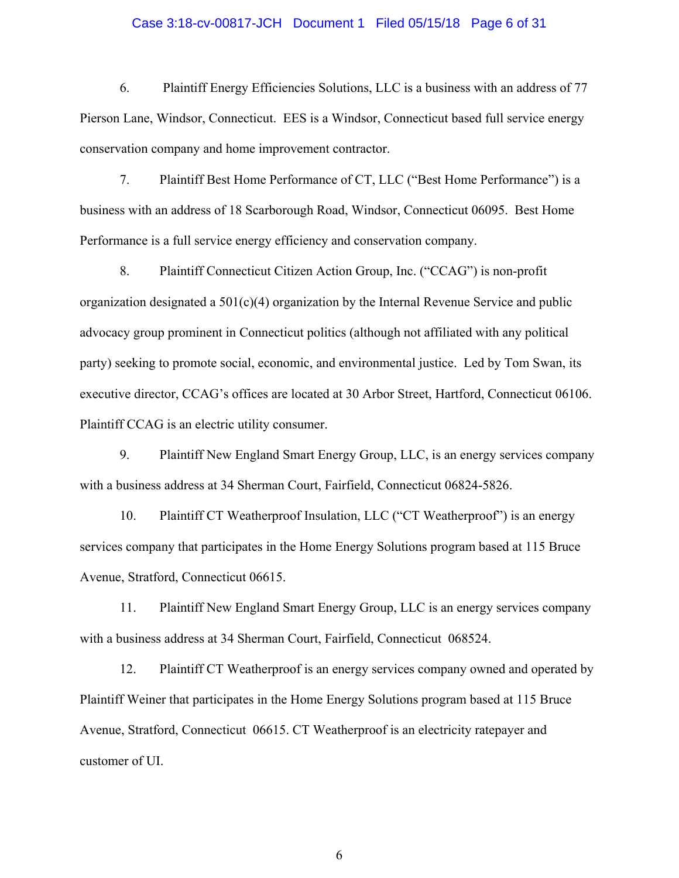6. Plaintiff Energy Efficiencies Solutions, LLC is a business with an address of 77 Pierson Lane, Windsor, Connecticut. EES is a Windsor, Connecticut based full service energy conservation company and home improvement contractor.

7. Plaintiff Best Home Performance of CT, LLC ("Best Home Performance") is a business with an address of 18 Scarborough Road, Windsor, Connecticut 06095. Best Home Performance is a full service energy efficiency and conservation company.

8. Plaintiff Connecticut Citizen Action Group, Inc. ("CCAG") is non-profit organization designated a 501(c)(4) organization by the Internal Revenue Service and public advocacy group prominent in Connecticut politics (although not affiliated with any political party) seeking to promote social, economic, and environmental justice. Led by Tom Swan, its executive director, CCAG's offices are located at 30 Arbor Street, Hartford, Connecticut 06106. Plaintiff CCAG is an electric utility consumer.

9. Plaintiff New England Smart Energy Group, LLC, is an energy services company with a business address at 34 Sherman Court, Fairfield, Connecticut 06824-5826.

10. Plaintiff CT Weatherproof Insulation, LLC ("CT Weatherproof") is an energy services company that participates in the Home Energy Solutions program based at 115 Bruce Avenue, Stratford, Connecticut 06615.

11. Plaintiff New England Smart Energy Group, LLC is an energy services company with a business address at 34 Sherman Court, Fairfield, Connecticut 068524.

12. Plaintiff CT Weatherproof is an energy services company owned and operated by Plaintiff Weiner that participates in the Home Energy Solutions program based at 115 Bruce Avenue, Stratford, Connecticut 06615. CT Weatherproof is an electricity ratepayer and customer of UI.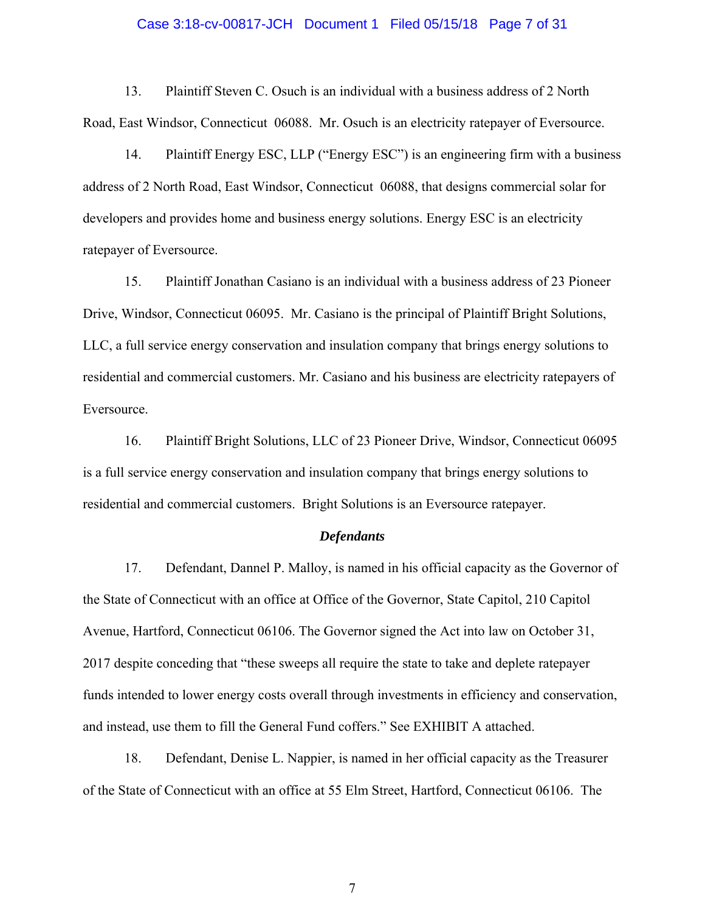13. Plaintiff Steven C. Osuch is an individual with a business address of 2 North Road, East Windsor, Connecticut 06088. Mr. Osuch is an electricity ratepayer of Eversource.

14. Plaintiff Energy ESC, LLP ("Energy ESC") is an engineering firm with a business address of 2 North Road, East Windsor, Connecticut 06088, that designs commercial solar for developers and provides home and business energy solutions. Energy ESC is an electricity ratepayer of Eversource.

15. Plaintiff Jonathan Casiano is an individual with a business address of 23 Pioneer Drive, Windsor, Connecticut 06095. Mr. Casiano is the principal of Plaintiff Bright Solutions, LLC, a full service energy conservation and insulation company that brings energy solutions to residential and commercial customers. Mr. Casiano and his business are electricity ratepayers of Eversource.

16. Plaintiff Bright Solutions, LLC of 23 Pioneer Drive, Windsor, Connecticut 06095 is a full service energy conservation and insulation company that brings energy solutions to residential and commercial customers. Bright Solutions is an Eversource ratepayer.

### *Defendants*

17. Defendant, Dannel P. Malloy, is named in his official capacity as the Governor of the State of Connecticut with an office at Office of the Governor, State Capitol, 210 Capitol Avenue, Hartford, Connecticut 06106. The Governor signed the Act into law on October 31, 2017 despite conceding that "these sweeps all require the state to take and deplete ratepayer funds intended to lower energy costs overall through investments in efficiency and conservation, and instead, use them to fill the General Fund coffers." See EXHIBIT A attached.

18. Defendant, Denise L. Nappier, is named in her official capacity as the Treasurer of the State of Connecticut with an office at 55 Elm Street, Hartford, Connecticut 06106. The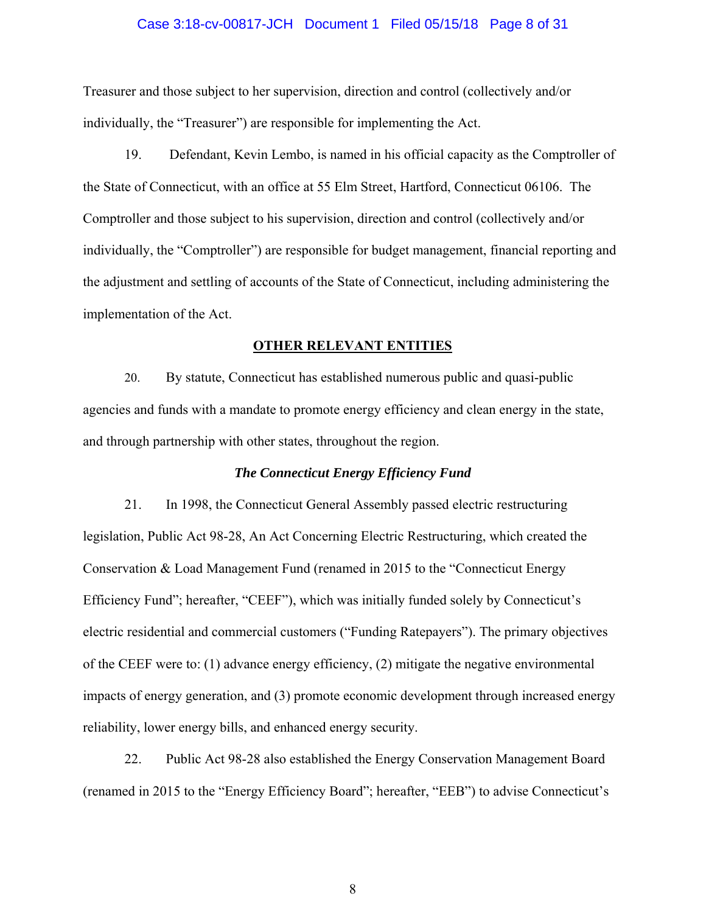Treasurer and those subject to her supervision, direction and control (collectively and/or individually, the "Treasurer") are responsible for implementing the Act.

19. Defendant, Kevin Lembo, is named in his official capacity as the Comptroller of the State of Connecticut, with an office at 55 Elm Street, Hartford, Connecticut 06106. The Comptroller and those subject to his supervision, direction and control (collectively and/or individually, the "Comptroller") are responsible for budget management, financial reporting and the adjustment and settling of accounts of the State of Connecticut, including administering the implementation of the Act.

## OTHER RELEVANT ENTITIES

20. By statute, Connecticut has established numerous public and quasi-public agencies and funds with a mandate to promote energy efficiency and clean energy in the state, and through partnership with other states, throughout the region.

### *The Connecticut Energy Efficiency Fund*

21. In 1998, the Connecticut General Assembly passed electric restructuring legislation, Public Act 98-28, An Act Concerning Electric Restructuring, which created the Conservation & Load Management Fund (renamed in 2015 to the "Connecticut Energy Efficiency Fund"; hereafter, "CEEF"), which was initially funded solely by Connecticut's electric residential and commercial customers ("Funding Ratepayers"). The primary objectives of the CEEF were to: (1) advance energy efficiency, (2) mitigate the negative environmental impacts of energy generation, and (3) promote economic development through increased energy reliability, lower energy bills, and enhanced energy security.

22. Public Act 98-28 also established the Energy Conservation Management Board (renamed in 2015 to the "Energy Efficiency Board"; hereafter, "EEB") to advise Connecticut's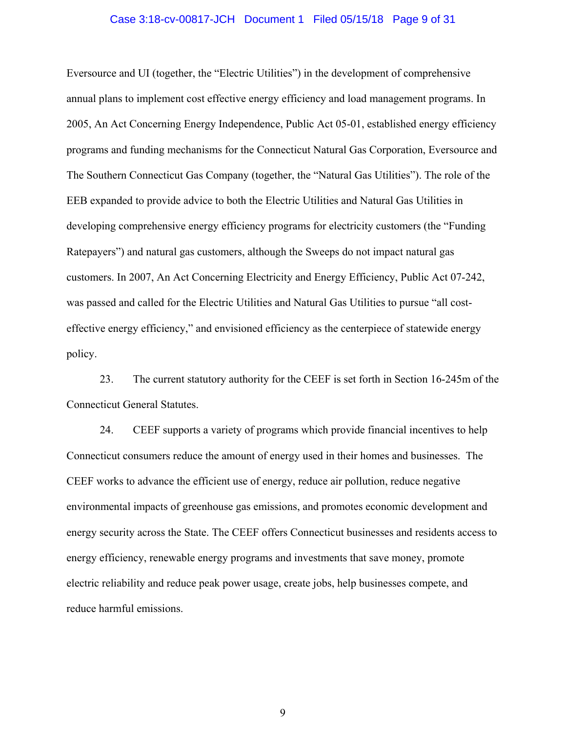Eversource and UI (together, the "Electric Utilities") in the development of comprehensive annual plans to implement cost effective energy efficiency and load management programs. In 2005, An Act Concerning Energy Independence, Public Act 05-01, established energy efficiency programs and funding mechanisms for the Connecticut Natural Gas Corporation, Eversource and The Southern Connecticut Gas Company (together, the "Natural Gas Utilities"). The role of the EEB expanded to provide advice to both the Electric Utilities and Natural Gas Utilities in developing comprehensive energy efficiency programs for electricity customers (the "Funding Ratepayers") and natural gas customers, although the Sweeps do not impact natural gas customers. In 2007, An Act Concerning Electricity and Energy Efficiency, Public Act 07-242, was passed and called for the Electric Utilities and Natural Gas Utilities to pursue "all cost-effective energy efficiency," and envisioned efficiency as the centerpiece of statewide energy policy.

23. The current statutory authority for the CEEF is set forth in Section 16-245m of the Connecticut General Statutes.

24. CEEF supports a variety of programs which provide financial incentives to help Connecticut consumers reduce the amount of energy used in their homes and businesses. The CEEF works to advance the efficient use of energy, reduce air pollution, reduce negative environmental impacts of greenhouse gas emissions, and promotes economic development and energy security across the State. The CEEF offers Connecticut businesses and residents access to energy efficiency, renewable energy programs and investments that save money, promote electric reliability and reduce peak power usage, create jobs, help businesses compete, and reduce harmful emissions.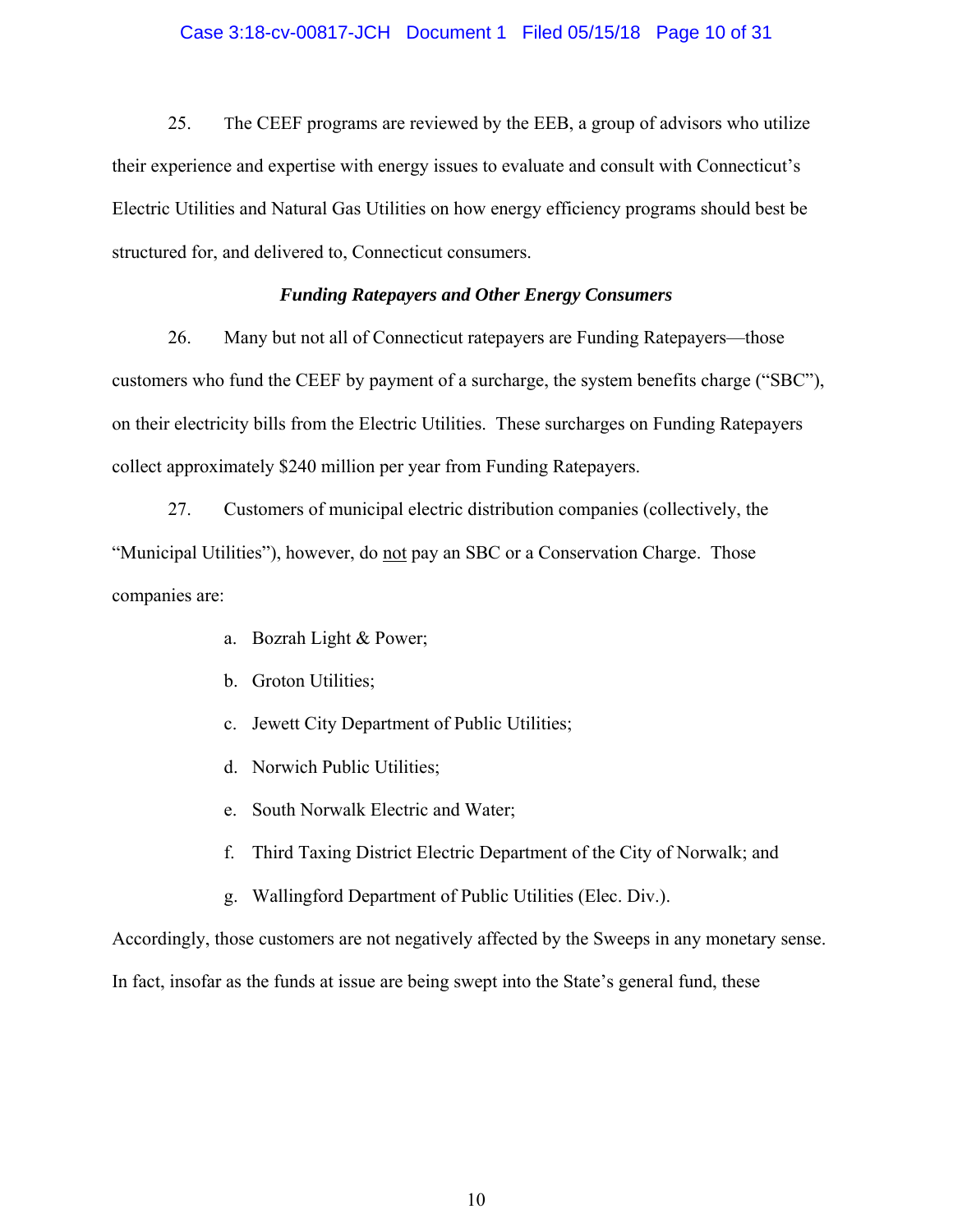25. The CEEF programs are reviewed by the EEB, a group of advisors who utilize their experience and expertise with energy issues to evaluate and consult with Connecticut's Electric Utilities and Natural Gas Utilities on how energy efficiency programs should best be structured for, and delivered to, Connecticut consumers.

***Funding Ratepayers and Other Energy Consumers***

26. Many but not all of Connecticut ratepayers are Funding Ratepayers—those customers who fund the CEEF by payment of a surcharge, the system benefits charge ("SBC"), on their electricity bills from the Electric Utilities. These surcharges on Funding Ratepayers collect approximately $240 million per year from Funding Ratepayers.

27. Customers of municipal electric distribution companies (collectively, the "Municipal Utilities"), however, do <u>not</u> pay an SBC or a Conservation Charge. Those companies are:

a. Bozrah Light & Power;

b. Groton Utilities;

c. Jewett City Department of Public Utilities;

d. Norwich Public Utilities;

e. South Norwalk Electric and Water;

f. Third Taxing District Electric Department of the City of Norwalk; and

g. Wallingford Department of Public Utilities (Elec. Div.).

Accordingly, those customers are not negatively affected by the Sweeps in any monetary sense. In fact, insofar as the funds at issue are being swept into the State's general fund, these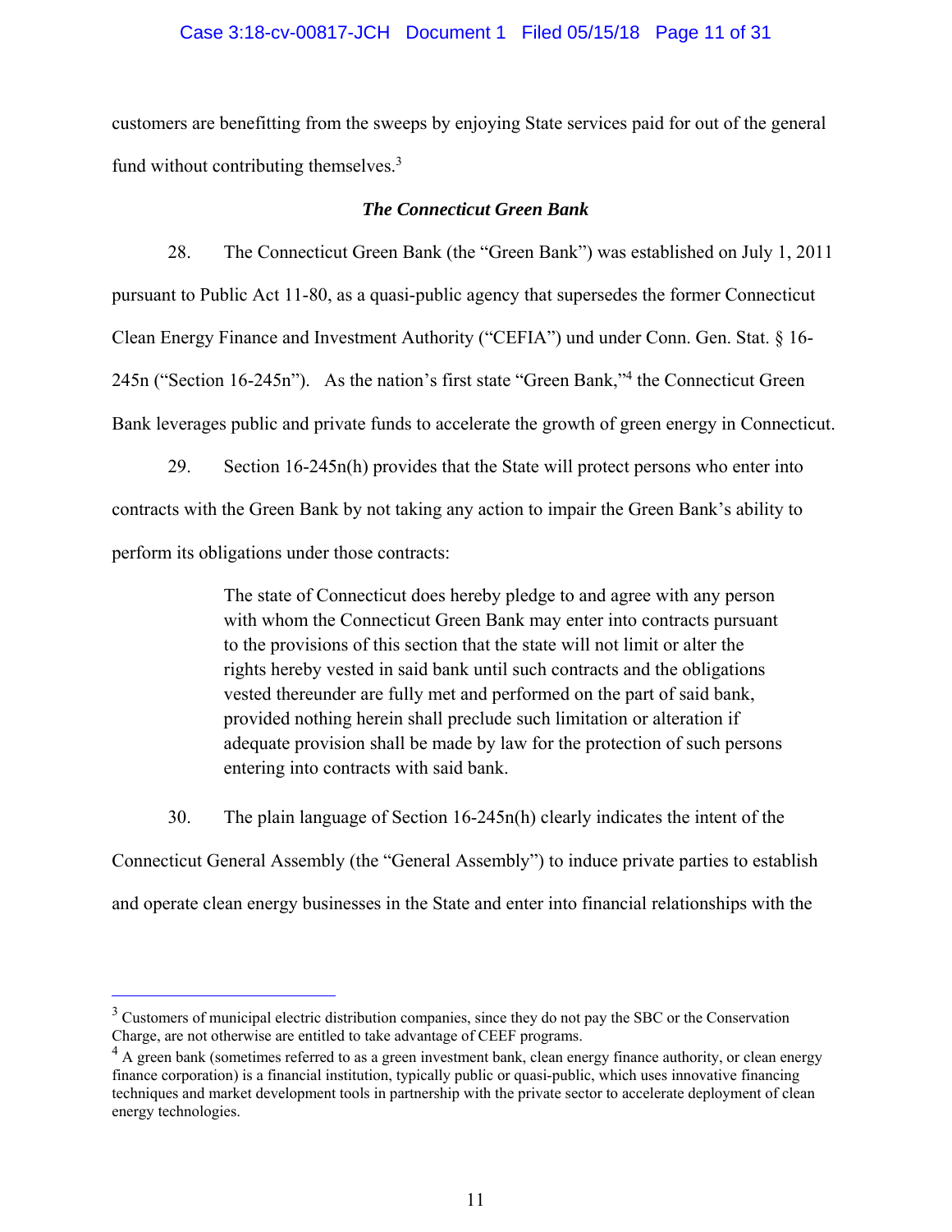customers are benefitting from the sweeps by enjoying State services paid for out of the general fund without contributing themselves.[3]

### *The Connecticut Green Bank*

28. The Connecticut Green Bank (the "Green Bank") was established on July 1, 2011 pursuant to Public Act 11-80, as a quasi-public agency that supersedes the former Connecticut Clean Energy Finance and Investment Authority ("CEFIA") und under Conn. Gen. Stat. § 16-245n ("Section 16-245n"). As the nation's first state "Green Bank,"[4] the Connecticut Green Bank leverages public and private funds to accelerate the growth of green energy in Connecticut.

29. Section 16-245n(h) provides that the State will protect persons who enter into contracts with the Green Bank by not taking any action to impair the Green Bank's ability to perform its obligations under those contracts:

> The state of Connecticut does hereby pledge to and agree with any person with whom the Connecticut Green Bank may enter into contracts pursuant to the provisions of this section that the state will not limit or alter the rights hereby vested in said bank until such contracts and the obligations vested thereunder are fully met and performed on the part of said bank, provided nothing herein shall preclude such limitation or alteration if adequate provision shall be made by law for the protection of such persons entering into contracts with said bank.

30. The plain language of Section 16-245n(h) clearly indicates the intent of the Connecticut General Assembly (the "General Assembly") to induce private parties to establish and operate clean energy businesses in the State and enter into financial relationships with the

---

[3] Customers of municipal electric distribution companies, since they do not pay the SBC or the Conservation Charge, are not otherwise are entitled to take advantage of CEEF programs.

[4] A green bank (sometimes referred to as a green investment bank, clean energy finance authority, or clean energy finance corporation) is a financial institution, typically public or quasi-public, which uses innovative financing techniques and market development tools in partnership with the private sector to accelerate deployment of clean energy technologies.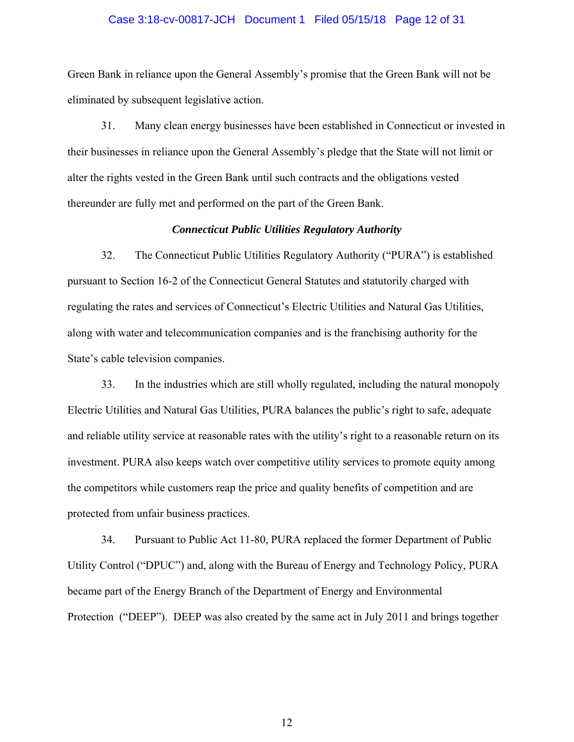Green Bank in reliance upon the General Assembly's promise that the Green Bank will not be eliminated by subsequent legislative action.

31. Many clean energy businesses have been established in Connecticut or invested in their businesses in reliance upon the General Assembly's pledge that the State will not limit or alter the rights vested in the Green Bank until such contracts and the obligations vested thereunder are fully met and performed on the part of the Green Bank.

***Connecticut Public Utilities Regulatory Authority***

32. The Connecticut Public Utilities Regulatory Authority ("PURA") is established pursuant to Section 16-2 of the Connecticut General Statutes and statutorily charged with regulating the rates and services of Connecticut's Electric Utilities and Natural Gas Utilities, along with water and telecommunication companies and is the franchising authority for the State's cable television companies.

33. In the industries which are still wholly regulated, including the natural monopoly Electric Utilities and Natural Gas Utilities, PURA balances the public's right to safe, adequate and reliable utility service at reasonable rates with the utility's right to a reasonable return on its investment. PURA also keeps watch over competitive utility services to promote equity among the competitors while customers reap the price and quality benefits of competition and are protected from unfair business practices.

34. Pursuant to Public Act 11-80, PURA replaced the former Department of Public Utility Control ("DPUC") and, along with the Bureau of Energy and Technology Policy, PURA became part of the Energy Branch of the Department of Energy and Environmental Protection ("DEEP"). DEEP was also created by the same act in July 2011 and brings together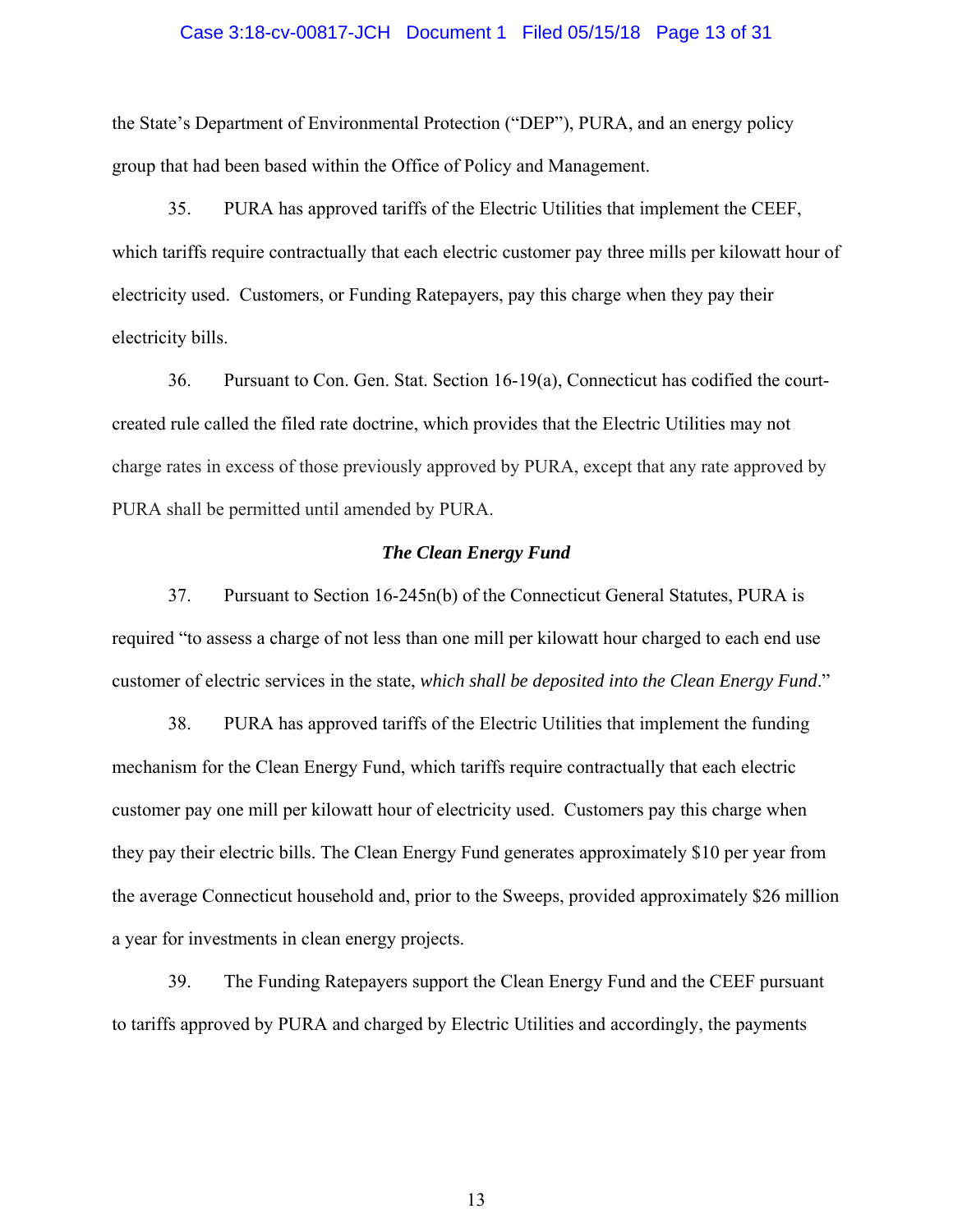the State's Department of Environmental Protection ("DEP"), PURA, and an energy policy group that had been based within the Office of Policy and Management.

35. PURA has approved tariffs of the Electric Utilities that implement the CEEF, which tariffs require contractually that each electric customer pay three mills per kilowatt hour of electricity used. Customers, or Funding Ratepayers, pay this charge when they pay their electricity bills.

36. Pursuant to Con. Gen. Stat. Section 16-19(a), Connecticut has codified the court-created rule called the filed rate doctrine, which provides that the Electric Utilities may not charge rates in excess of those previously approved by PURA, except that any rate approved by PURA shall be permitted until amended by PURA.

***The Clean Energy Fund***

37. Pursuant to Section 16-245n(b) of the Connecticut General Statutes, PURA is required "to assess a charge of not less than one mill per kilowatt hour charged to each end use customer of electric services in the state, *which shall be deposited into the Clean Energy Fund*."

38. PURA has approved tariffs of the Electric Utilities that implement the funding mechanism for the Clean Energy Fund, which tariffs require contractually that each electric customer pay one mill per kilowatt hour of electricity used. Customers pay this charge when they pay their electric bills. The Clean Energy Fund generates approximately $10 per year from the average Connecticut household and, prior to the Sweeps, provided approximately $26 million a year for investments in clean energy projects.

39. The Funding Ratepayers support the Clean Energy Fund and the CEEF pursuant to tariffs approved by PURA and charged by Electric Utilities and accordingly, the payments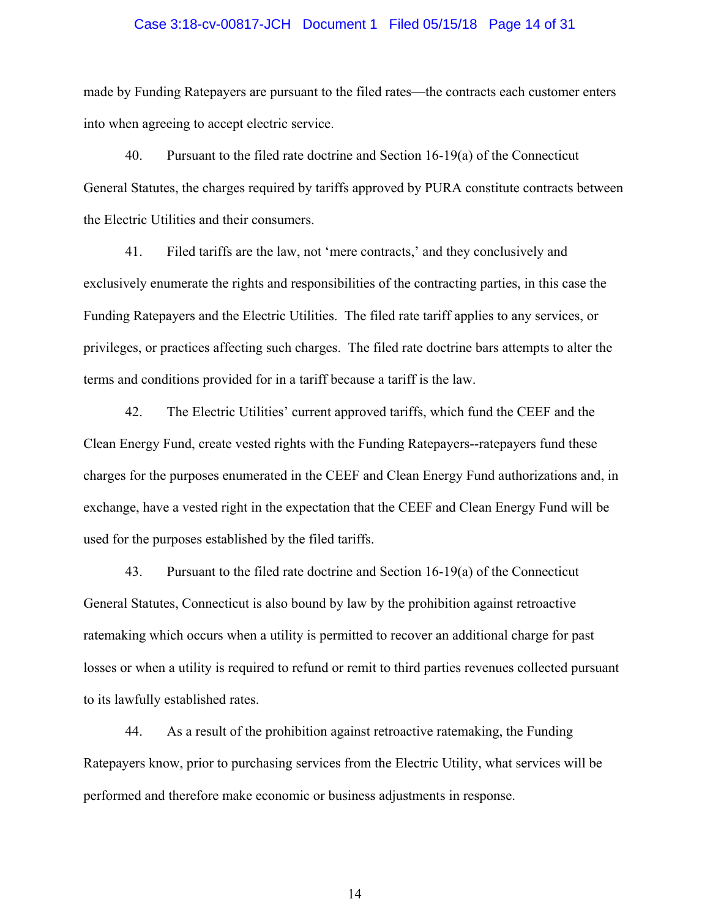made by Funding Ratepayers are pursuant to the filed rates—the contracts each customer enters into when agreeing to accept electric service.

40. Pursuant to the filed rate doctrine and Section 16-19(a) of the Connecticut General Statutes, the charges required by tariffs approved by PURA constitute contracts between the Electric Utilities and their consumers.

41. Filed tariffs are the law, not 'mere contracts,' and they conclusively and exclusively enumerate the rights and responsibilities of the contracting parties, in this case the Funding Ratepayers and the Electric Utilities. The filed rate tariff applies to any services, or privileges, or practices affecting such charges. The filed rate doctrine bars attempts to alter the terms and conditions provided for in a tariff because a tariff is the law.

42. The Electric Utilities' current approved tariffs, which fund the CEEF and the Clean Energy Fund, create vested rights with the Funding Ratepayers--ratepayers fund these charges for the purposes enumerated in the CEEF and Clean Energy Fund authorizations and, in exchange, have a vested right in the expectation that the CEEF and Clean Energy Fund will be used for the purposes established by the filed tariffs.

43. Pursuant to the filed rate doctrine and Section 16-19(a) of the Connecticut General Statutes, Connecticut is also bound by law by the prohibition against retroactive ratemaking which occurs when a utility is permitted to recover an additional charge for past losses or when a utility is required to refund or remit to third parties revenues collected pursuant to its lawfully established rates.

44. As a result of the prohibition against retroactive ratemaking, the Funding Ratepayers know, prior to purchasing services from the Electric Utility, what services will be performed and therefore make economic or business adjustments in response.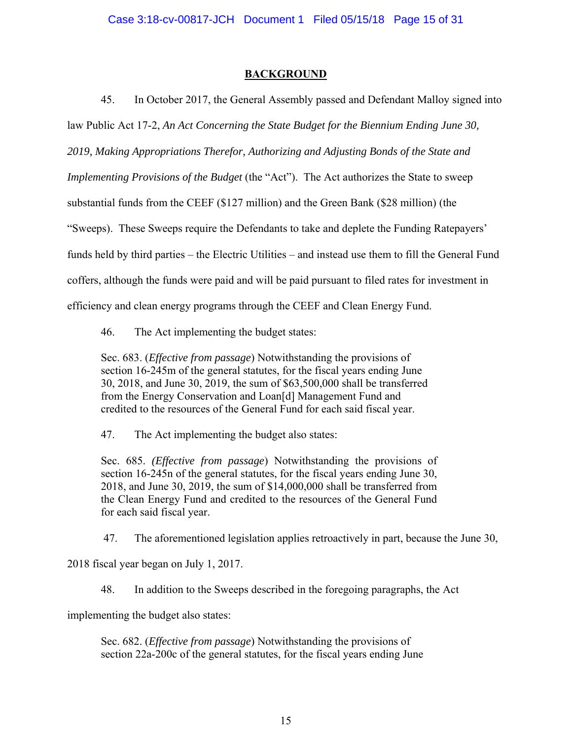## BACKGROUND

45. In October 2017, the General Assembly passed and Defendant Malloy signed into law Public Act 17-2, *An Act Concerning the State Budget for the Biennium Ending June 30, 2019, Making Appropriations Therefor, Authorizing and Adjusting Bonds of the State and Implementing Provisions of the Budget* (the "Act"). The Act authorizes the State to sweep substantial funds from the CEEF ($127 million) and the Green Bank ($28 million) (the "Sweeps"). These Sweeps require the Defendants to take and deplete the Funding Ratepayers' funds held by third parties – the Electric Utilities – and instead use them to fill the General Fund coffers, although the funds were paid and will be paid pursuant to filed rates for investment in efficiency and clean energy programs through the CEEF and Clean Energy Fund.

46. The Act implementing the budget states:

> Sec. 683. (*Effective from passage*) Notwithstanding the provisions of section 16-245m of the general statutes, for the fiscal years ending June 30, 2018, and June 30, 2019, the sum of $63,500,000 shall be transferred from the Energy Conservation and Loan[d] Management Fund and credited to the resources of the General Fund for each said fiscal year.

47. The Act implementing the budget also states:

> Sec. 685. (*Effective from passage*) Notwithstanding the provisions of section 16-245n of the general statutes, for the fiscal years ending June 30, 2018, and June 30, 2019, the sum of $14,000,000 shall be transferred from the Clean Energy Fund and credited to the resources of the General Fund for each said fiscal year.

47. The aforementioned legislation applies retroactively in part, because the June 30, 2018 fiscal year began on July 1, 2017.

48. In addition to the Sweeps described in the foregoing paragraphs, the Act implementing the budget also states:

> Sec. 682. (*Effective from passage*) Notwithstanding the provisions of section 22a-200c of the general statutes, for the fiscal years ending June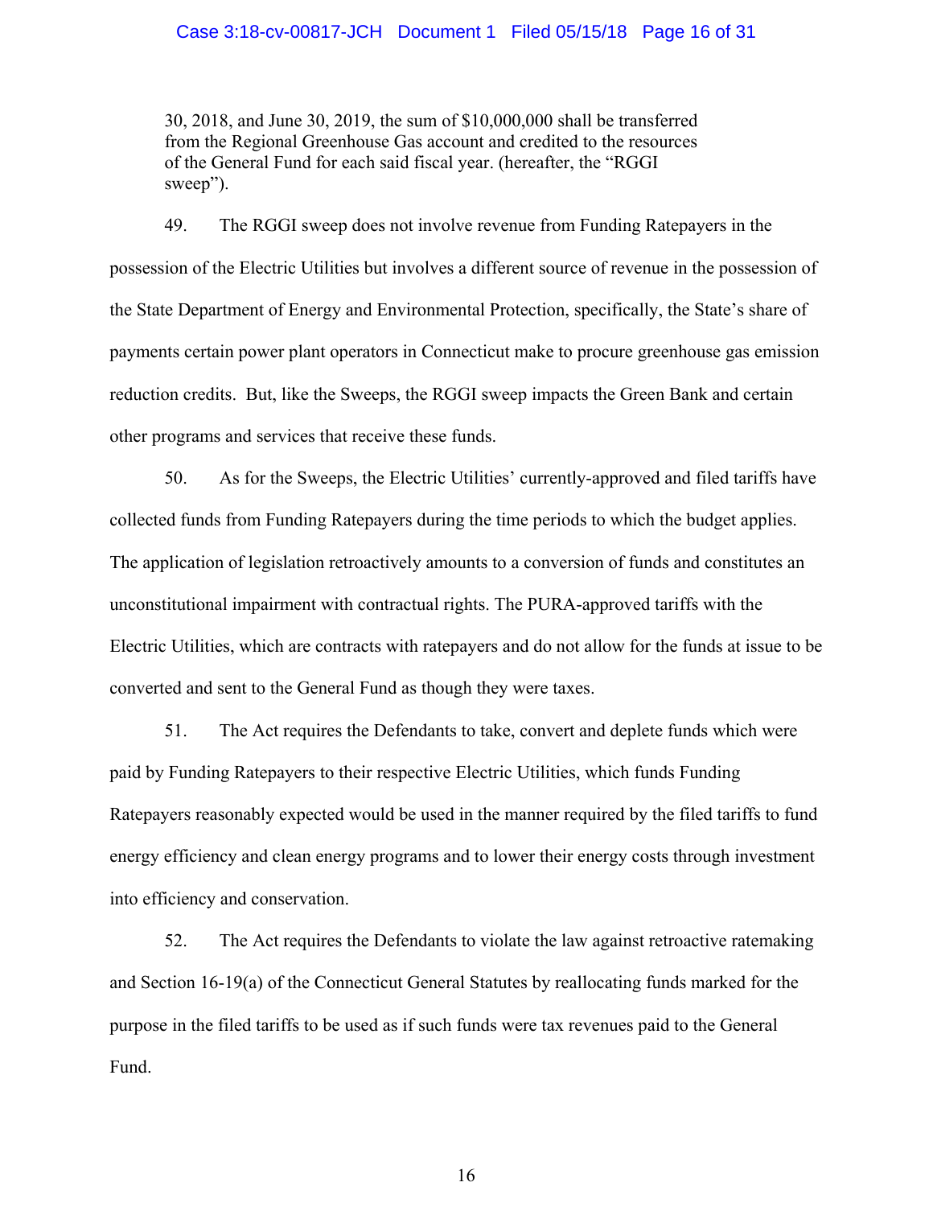> 30, 2018, and June 30, 2019, the sum of $10,000,000 shall be transferred from the Regional Greenhouse Gas account and credited to the resources of the General Fund for each said fiscal year. (hereafter, the "RGGI sweep").

49. The RGGI sweep does not involve revenue from Funding Ratepayers in the possession of the Electric Utilities but involves a different source of revenue in the possession of the State Department of Energy and Environmental Protection, specifically, the State's share of payments certain power plant operators in Connecticut make to procure greenhouse gas emission reduction credits. But, like the Sweeps, the RGGI sweep impacts the Green Bank and certain other programs and services that receive these funds.

50. As for the Sweeps, the Electric Utilities' currently-approved and filed tariffs have collected funds from Funding Ratepayers during the time periods to which the budget applies. The application of legislation retroactively amounts to a conversion of funds and constitutes an unconstitutional impairment with contractual rights. The PURA-approved tariffs with the Electric Utilities, which are contracts with ratepayers and do not allow for the funds at issue to be converted and sent to the General Fund as though they were taxes.

51. The Act requires the Defendants to take, convert and deplete funds which were paid by Funding Ratepayers to their respective Electric Utilities, which funds Funding Ratepayers reasonably expected would be used in the manner required by the filed tariffs to fund energy efficiency and clean energy programs and to lower their energy costs through investment into efficiency and conservation.

52. The Act requires the Defendants to violate the law against retroactive ratemaking and Section 16-19(a) of the Connecticut General Statutes by reallocating funds marked for the purpose in the filed tariffs to be used as if such funds were tax revenues paid to the General Fund.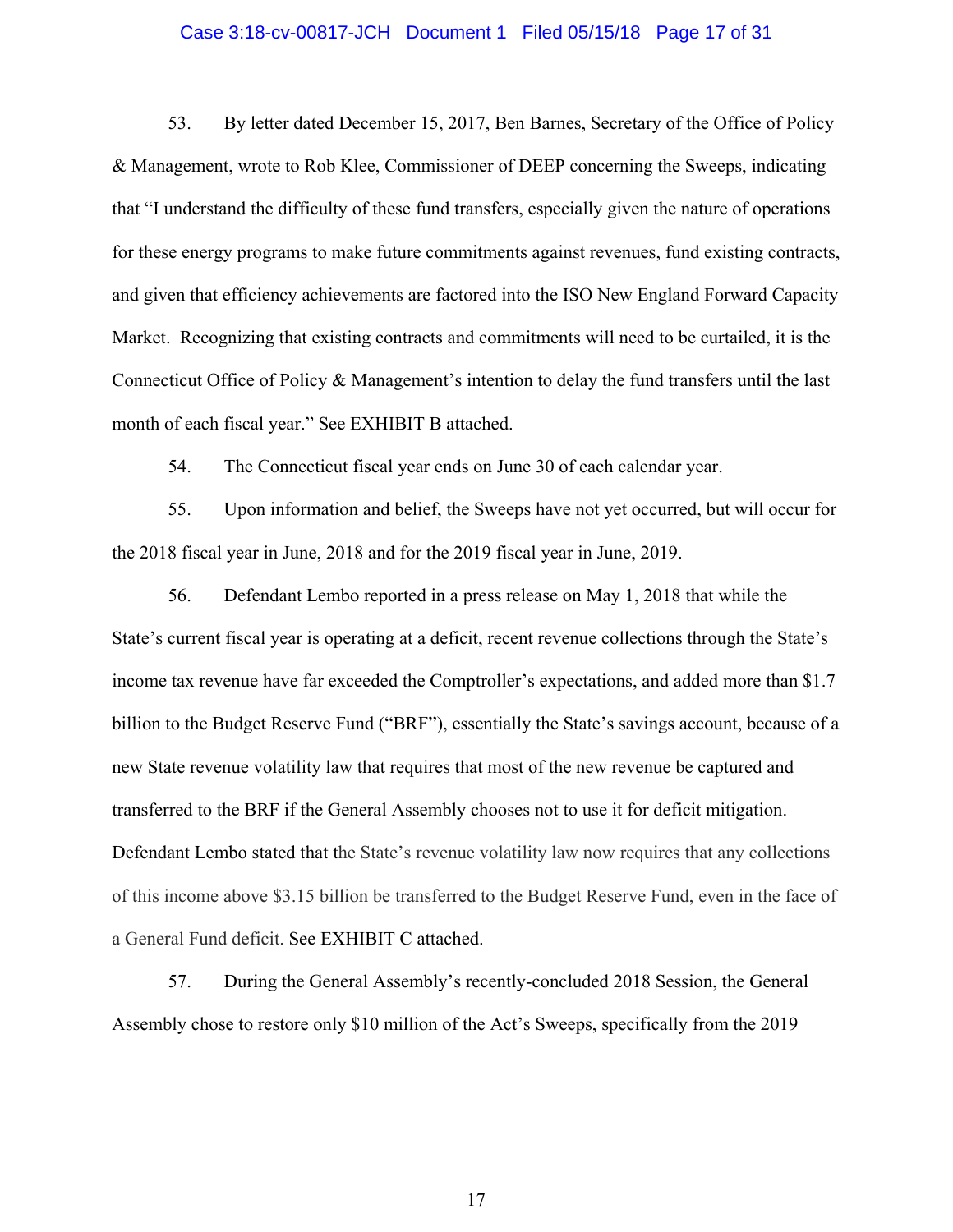53. By letter dated December 15, 2017, Ben Barnes, Secretary of the Office of Policy & Management, wrote to Rob Klee, Commissioner of DEEP concerning the Sweeps, indicating that "I understand the difficulty of these fund transfers, especially given the nature of operations for these energy programs to make future commitments against revenues, fund existing contracts, and given that efficiency achievements are factored into the ISO New England Forward Capacity Market. Recognizing that existing contracts and commitments will need to be curtailed, it is the Connecticut Office of Policy & Management's intention to delay the fund transfers until the last month of each fiscal year." See EXHIBIT B attached.

54. The Connecticut fiscal year ends on June 30 of each calendar year.

55. Upon information and belief, the Sweeps have not yet occurred, but will occur for the 2018 fiscal year in June, 2018 and for the 2019 fiscal year in June, 2019.

56. Defendant Lembo reported in a press release on May 1, 2018 that while the State's current fiscal year is operating at a deficit, recent revenue collections through the State's income tax revenue have far exceeded the Comptroller's expectations, and added more than $1.7 billion to the Budget Reserve Fund ("BRF"), essentially the State's savings account, because of a new State revenue volatility law that requires that most of the new revenue be captured and transferred to the BRF if the General Assembly chooses not to use it for deficit mitigation. Defendant Lembo stated that the State's revenue volatility law now requires that any collections of this income above $3.15 billion be transferred to the Budget Reserve Fund, even in the face of a General Fund deficit. See EXHIBIT C attached.

57. During the General Assembly's recently-concluded 2018 Session, the General Assembly chose to restore only $10 million of the Act's Sweeps, specifically from the 2019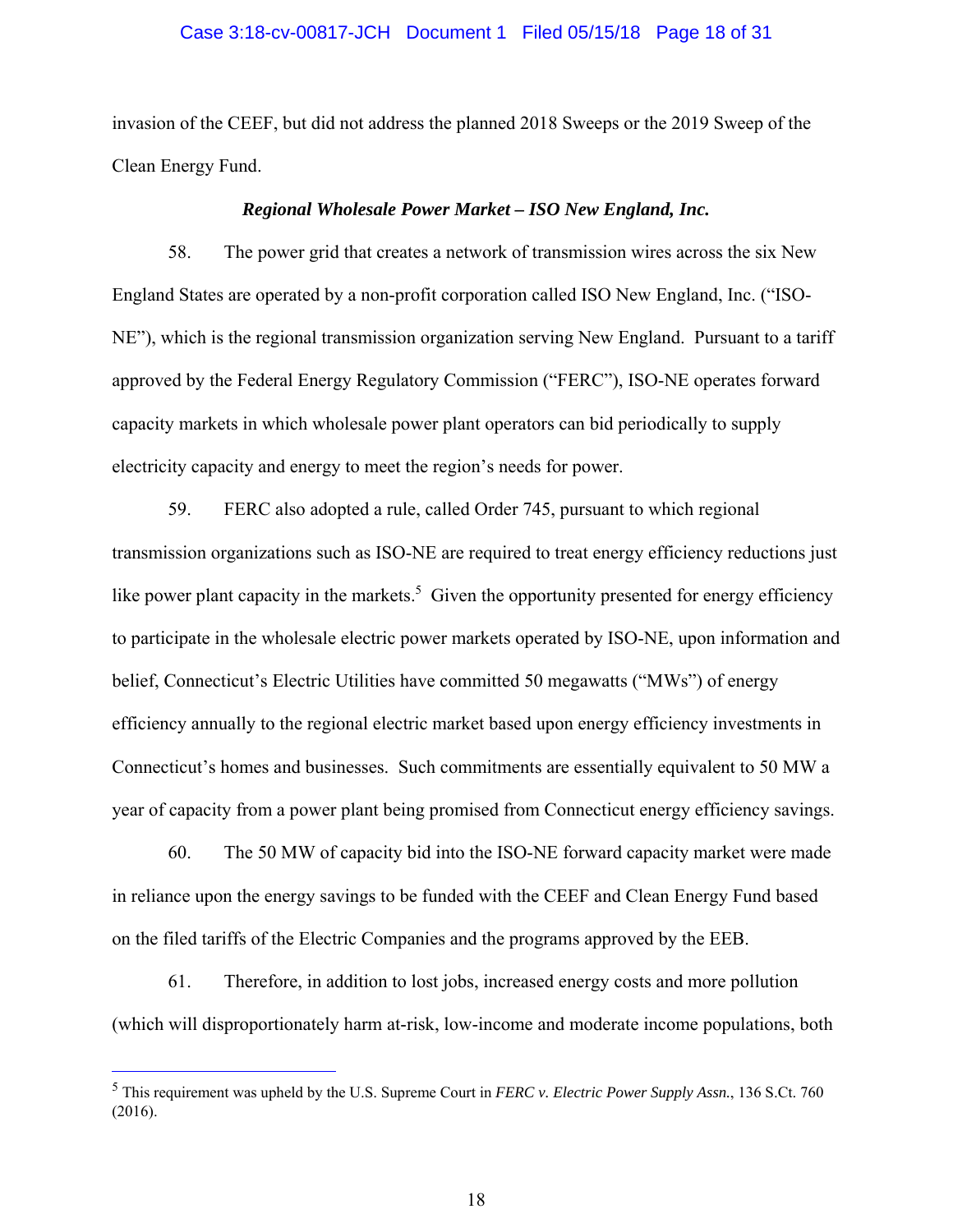invasion of the CEEF, but did not address the planned 2018 Sweeps or the 2019 Sweep of the Clean Energy Fund.

***Regional Wholesale Power Market – ISO New England, Inc.***

58. The power grid that creates a network of transmission wires across the six New England States are operated by a non-profit corporation called ISO New England, Inc. ("ISO-NE"), which is the regional transmission organization serving New England. Pursuant to a tariff approved by the Federal Energy Regulatory Commission ("FERC"), ISO-NE operates forward capacity markets in which wholesale power plant operators can bid periodically to supply electricity capacity and energy to meet the region's needs for power.

59. FERC also adopted a rule, called Order 745, pursuant to which regional transmission organizations such as ISO-NE are required to treat energy efficiency reductions just like power plant capacity in the markets.[5] Given the opportunity presented for energy efficiency to participate in the wholesale electric power markets operated by ISO-NE, upon information and belief, Connecticut's Electric Utilities have committed 50 megawatts ("MWs") of energy efficiency annually to the regional electric market based upon energy efficiency investments in Connecticut's homes and businesses. Such commitments are essentially equivalent to 50 MW a year of capacity from a power plant being promised from Connecticut energy efficiency savings.

60. The 50 MW of capacity bid into the ISO-NE forward capacity market were made in reliance upon the energy savings to be funded with the CEEF and Clean Energy Fund based on the filed tariffs of the Electric Companies and the programs approved by the EEB.

61. Therefore, in addition to lost jobs, increased energy costs and more pollution (which will disproportionately harm at-risk, low-income and moderate income populations, both

---

[5] This requirement was upheld by the U.S. Supreme Court in *FERC v. Electric Power Supply Assn.*, 136 S.Ct. 760 (2016).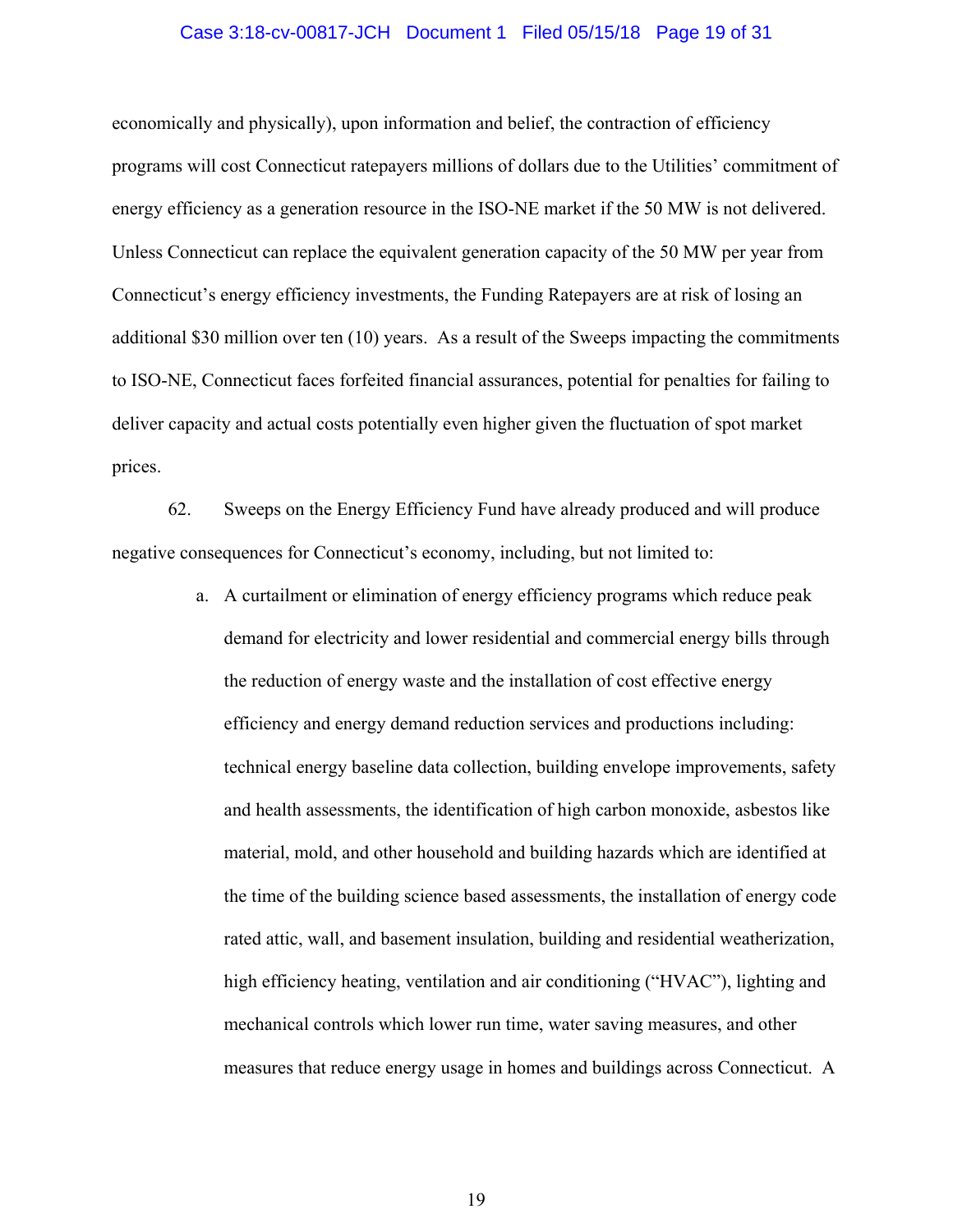economically and physically), upon information and belief, the contraction of efficiency programs will cost Connecticut ratepayers millions of dollars due to the Utilities' commitment of energy efficiency as a generation resource in the ISO-NE market if the 50 MW is not delivered. Unless Connecticut can replace the equivalent generation capacity of the 50 MW per year from Connecticut's energy efficiency investments, the Funding Ratepayers are at risk of losing an additional $30 million over ten (10) years. As a result of the Sweeps impacting the commitments to ISO-NE, Connecticut faces forfeited financial assurances, potential for penalties for failing to deliver capacity and actual costs potentially even higher given the fluctuation of spot market prices.

62. Sweeps on the Energy Efficiency Fund have already produced and will produce negative consequences for Connecticut's economy, including, but not limited to:

a. A curtailment or elimination of energy efficiency programs which reduce peak demand for electricity and lower residential and commercial energy bills through the reduction of energy waste and the installation of cost effective energy efficiency and energy demand reduction services and productions including: technical energy baseline data collection, building envelope improvements, safety and health assessments, the identification of high carbon monoxide, asbestos like material, mold, and other household and building hazards which are identified at the time of the building science based assessments, the installation of energy code rated attic, wall, and basement insulation, building and residential weatherization, high efficiency heating, ventilation and air conditioning ("HVAC"), lighting and mechanical controls which lower run time, water saving measures, and other measures that reduce energy usage in homes and buildings across Connecticut. A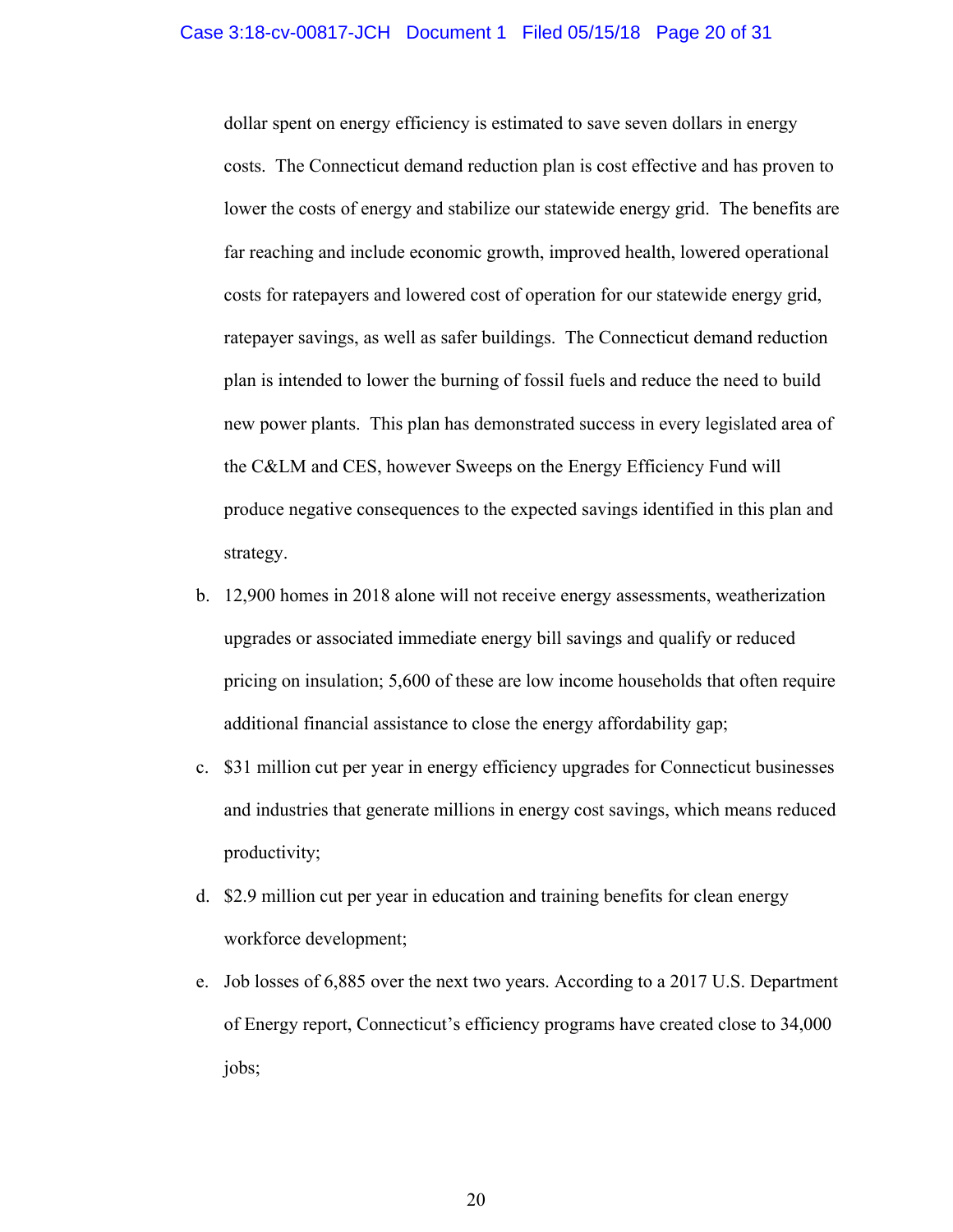dollar spent on energy efficiency is estimated to save seven dollars in energy costs. The Connecticut demand reduction plan is cost effective and has proven to lower the costs of energy and stabilize our statewide energy grid. The benefits are far reaching and include economic growth, improved health, lowered operational costs for ratepayers and lowered cost of operation for our statewide energy grid, ratepayer savings, as well as safer buildings. The Connecticut demand reduction plan is intended to lower the burning of fossil fuels and reduce the need to build new power plants. This plan has demonstrated success in every legislated area of the C&LM and CES, however Sweeps on the Energy Efficiency Fund will produce negative consequences to the expected savings identified in this plan and strategy.

b. 12,900 homes in 2018 alone will not receive energy assessments, weatherization upgrades or associated immediate energy bill savings and qualify or reduced pricing on insulation; 5,600 of these are low income households that often require additional financial assistance to close the energy affordability gap;

c. $31 million cut per year in energy efficiency upgrades for Connecticut businesses and industries that generate millions in energy cost savings, which means reduced productivity;

d. $2.9 million cut per year in education and training benefits for clean energy workforce development;

e. Job losses of 6,885 over the next two years. According to a 2017 U.S. Department of Energy report, Connecticut's efficiency programs have created close to 34,000 jobs;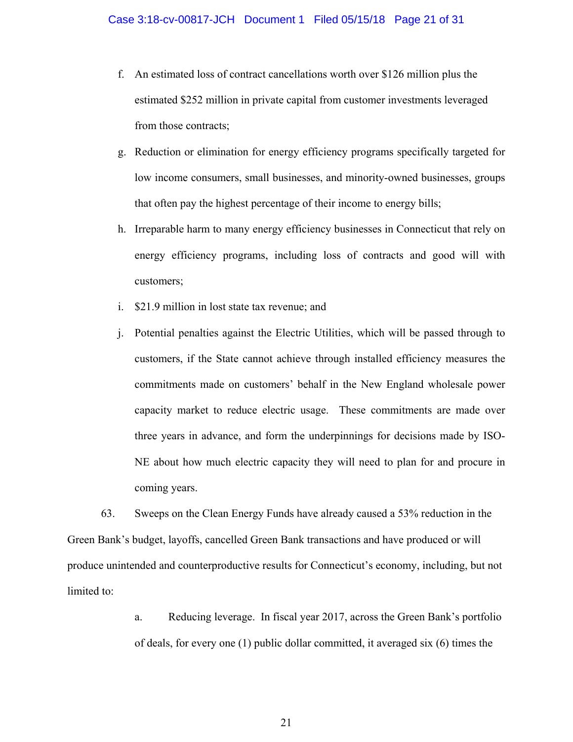f. An estimated loss of contract cancellations worth over $126 million plus the estimated $252 million in private capital from customer investments leveraged from those contracts;

g. Reduction or elimination for energy efficiency programs specifically targeted for low income consumers, small businesses, and minority-owned businesses, groups that often pay the highest percentage of their income to energy bills;

h. Irreparable harm to many energy efficiency businesses in Connecticut that rely on energy efficiency programs, including loss of contracts and good will with customers;

i. $21.9 million in lost state tax revenue; and

j. Potential penalties against the Electric Utilities, which will be passed through to customers, if the State cannot achieve through installed efficiency measures the commitments made on customers' behalf in the New England wholesale power capacity market to reduce electric usage. These commitments are made over three years in advance, and form the underpinnings for decisions made by ISO-NE about how much electric capacity they will need to plan for and procure in coming years.

63. Sweeps on the Clean Energy Funds have already caused a 53% reduction in the Green Bank's budget, layoffs, cancelled Green Bank transactions and have produced or will produce unintended and counterproductive results for Connecticut's economy, including, but not limited to:

a. Reducing leverage. In fiscal year 2017, across the Green Bank's portfolio of deals, for every one (1) public dollar committed, it averaged six (6) times the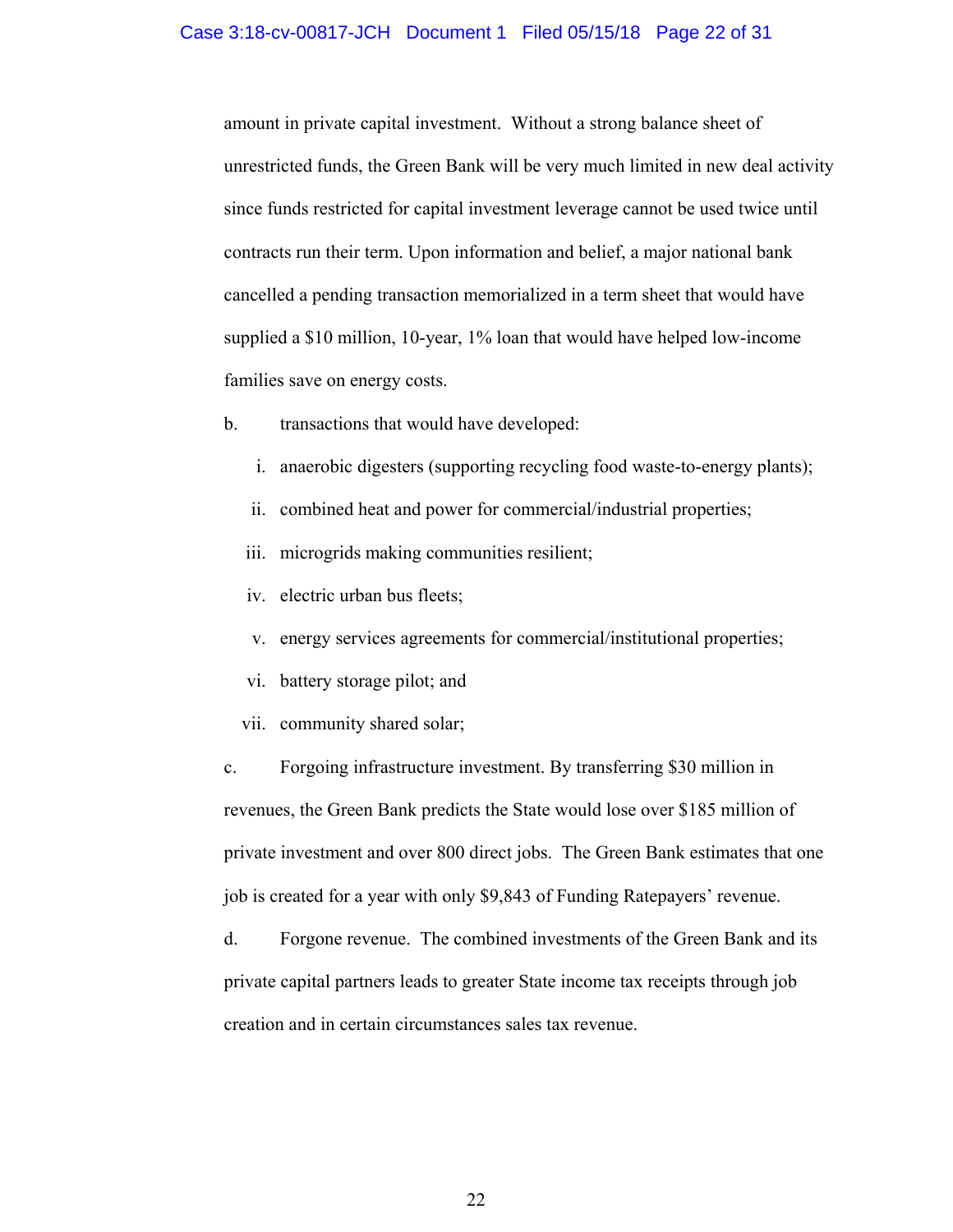amount in private capital investment. Without a strong balance sheet of unrestricted funds, the Green Bank will be very much limited in new deal activity since funds restricted for capital investment leverage cannot be used twice until contracts run their term. Upon information and belief, a major national bank cancelled a pending transaction memorialized in a term sheet that would have supplied a $10 million, 10-year, 1% loan that would have helped low-income families save on energy costs.

b. transactions that would have developed:

  i. anaerobic digesters (supporting recycling food waste-to-energy plants);
  ii. combined heat and power for commercial/industrial properties;
  iii. microgrids making communities resilient;
  iv. electric urban bus fleets;
  v. energy services agreements for commercial/institutional properties;
  vi. battery storage pilot; and
  vii. community shared solar;

c. Forgoing infrastructure investment. By transferring $30 million in revenues, the Green Bank predicts the State would lose over $185 million of private investment and over 800 direct jobs. The Green Bank estimates that one job is created for a year with only $9,843 of Funding Ratepayers' revenue.

d. Forgone revenue. The combined investments of the Green Bank and its private capital partners leads to greater State income tax receipts through job creation and in certain circumstances sales tax revenue.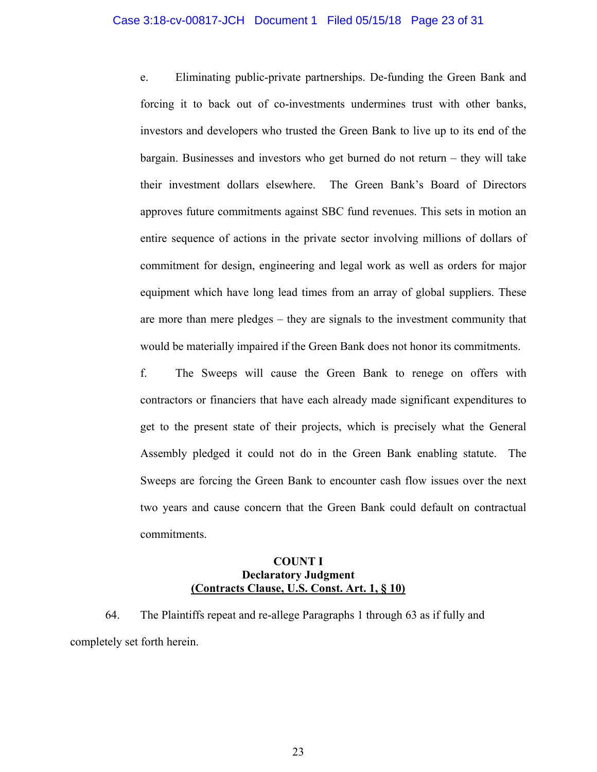e. Eliminating public-private partnerships. De-funding the Green Bank and forcing it to back out of co-investments undermines trust with other banks, investors and developers who trusted the Green Bank to live up to its end of the bargain. Businesses and investors who get burned do not return – they will take their investment dollars elsewhere. The Green Bank's Board of Directors approves future commitments against SBC fund revenues. This sets in motion an entire sequence of actions in the private sector involving millions of dollars of commitment for design, engineering and legal work as well as orders for major equipment which have long lead times from an array of global suppliers. These are more than mere pledges – they are signals to the investment community that would be materially impaired if the Green Bank does not honor its commitments.

f. The Sweeps will cause the Green Bank to renege on offers with contractors or financiers that have each already made significant expenditures to get to the present state of their projects, which is precisely what the General Assembly pledged it could not do in the Green Bank enabling statute. The Sweeps are forcing the Green Bank to encounter cash flow issues over the next two years and cause concern that the Green Bank could default on contractual commitments.

**COUNT I**
**Declaratory Judgment**
**(Contracts Clause, U.S. Const. Art. 1, § 10)**

64. The Plaintiffs repeat and re-allege Paragraphs 1 through 63 as if fully and completely set forth herein.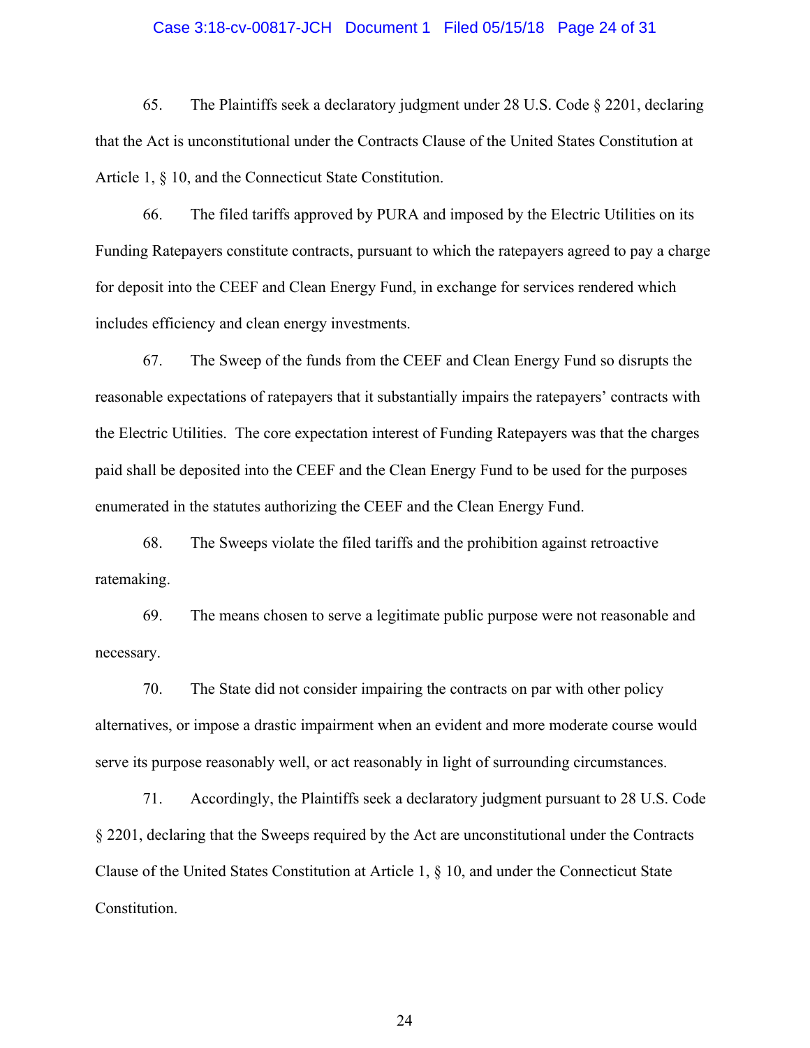65. The Plaintiffs seek a declaratory judgment under 28 U.S. Code § 2201, declaring that the Act is unconstitutional under the Contracts Clause of the United States Constitution at Article 1, § 10, and the Connecticut State Constitution.

66. The filed tariffs approved by PURA and imposed by the Electric Utilities on its Funding Ratepayers constitute contracts, pursuant to which the ratepayers agreed to pay a charge for deposit into the CEEF and Clean Energy Fund, in exchange for services rendered which includes efficiency and clean energy investments.

67. The Sweep of the funds from the CEEF and Clean Energy Fund so disrupts the reasonable expectations of ratepayers that it substantially impairs the ratepayers' contracts with the Electric Utilities. The core expectation interest of Funding Ratepayers was that the charges paid shall be deposited into the CEEF and the Clean Energy Fund to be used for the purposes enumerated in the statutes authorizing the CEEF and the Clean Energy Fund.

68. The Sweeps violate the filed tariffs and the prohibition against retroactive ratemaking.

69. The means chosen to serve a legitimate public purpose were not reasonable and necessary.

70. The State did not consider impairing the contracts on par with other policy alternatives, or impose a drastic impairment when an evident and more moderate course would serve its purpose reasonably well, or act reasonably in light of surrounding circumstances.

71. Accordingly, the Plaintiffs seek a declaratory judgment pursuant to 28 U.S. Code § 2201, declaring that the Sweeps required by the Act are unconstitutional under the Contracts Clause of the United States Constitution at Article 1, § 10, and under the Connecticut State Constitution.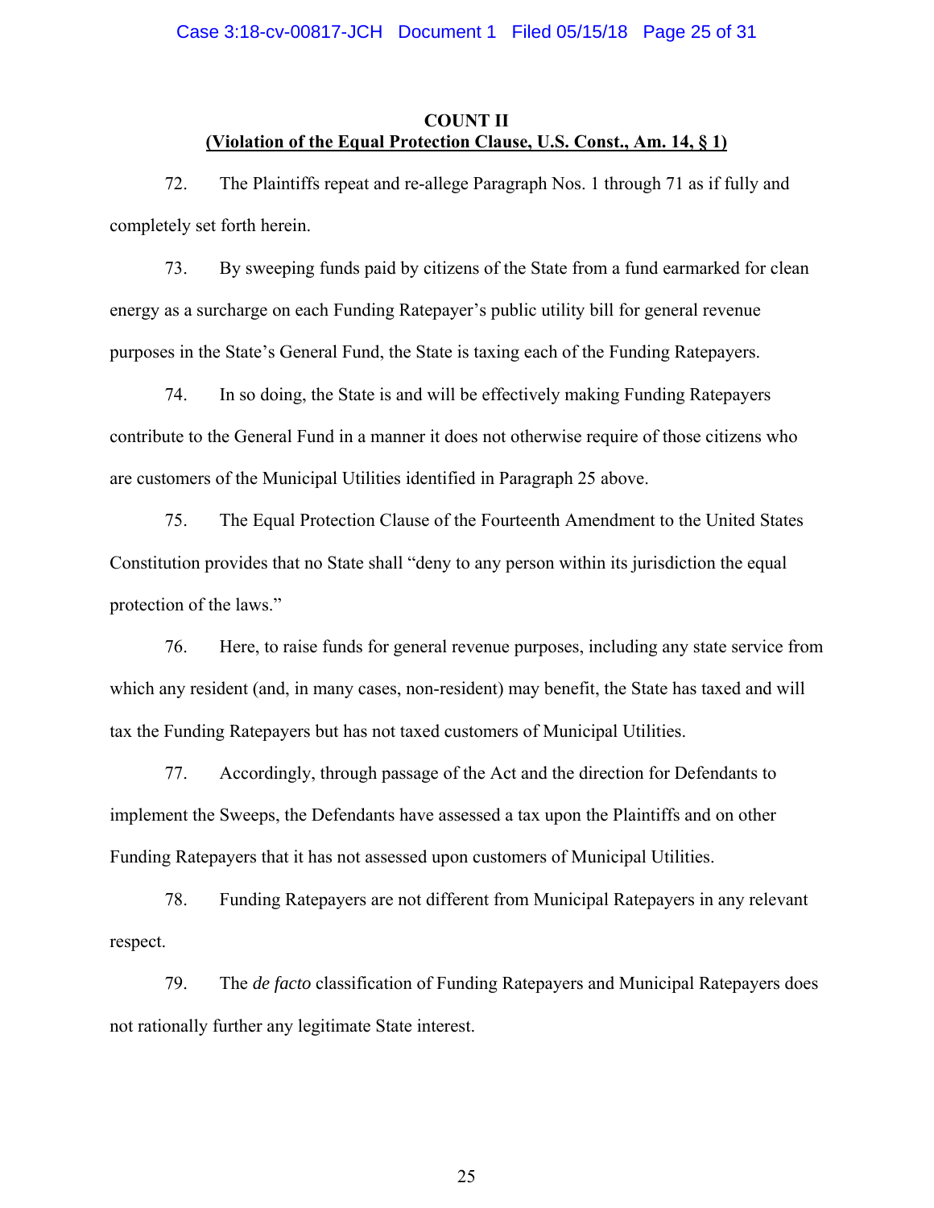**COUNT II**
**(Violation of the Equal Protection Clause, U.S. Const., Am. 14, § 1)**

72. The Plaintiffs repeat and re-allege Paragraph Nos. 1 through 71 as if fully and completely set forth herein.

73. By sweeping funds paid by citizens of the State from a fund earmarked for clean energy as a surcharge on each Funding Ratepayer's public utility bill for general revenue purposes in the State's General Fund, the State is taxing each of the Funding Ratepayers.

74. In so doing, the State is and will be effectively making Funding Ratepayers contribute to the General Fund in a manner it does not otherwise require of those citizens who are customers of the Municipal Utilities identified in Paragraph 25 above.

75. The Equal Protection Clause of the Fourteenth Amendment to the United States Constitution provides that no State shall "deny to any person within its jurisdiction the equal protection of the laws."

76. Here, to raise funds for general revenue purposes, including any state service from which any resident (and, in many cases, non-resident) may benefit, the State has taxed and will tax the Funding Ratepayers but has not taxed customers of Municipal Utilities.

77. Accordingly, through passage of the Act and the direction for Defendants to implement the Sweeps, the Defendants have assessed a tax upon the Plaintiffs and on other Funding Ratepayers that it has not assessed upon customers of Municipal Utilities.

78. Funding Ratepayers are not different from Municipal Ratepayers in any relevant respect.

79. The *de facto* classification of Funding Ratepayers and Municipal Ratepayers does not rationally further any legitimate State interest.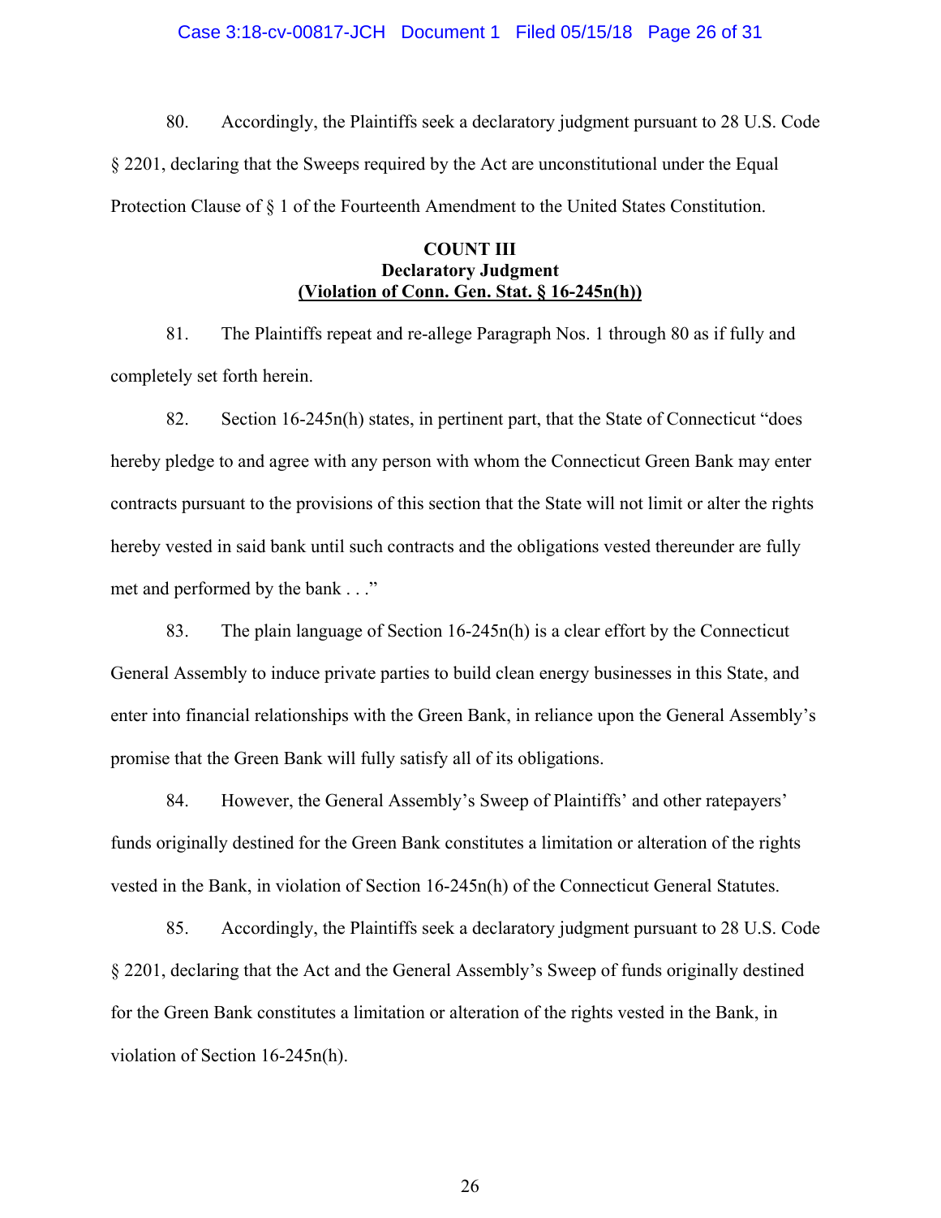80. Accordingly, the Plaintiffs seek a declaratory judgment pursuant to 28 U.S. Code § 2201, declaring that the Sweeps required by the Act are unconstitutional under the Equal Protection Clause of § 1 of the Fourteenth Amendment to the United States Constitution.

**COUNT III**
**Declaratory Judgment**
**(Violation of Conn. Gen. Stat. § 16-245n(h))**

81. The Plaintiffs repeat and re-allege Paragraph Nos. 1 through 80 as if fully and completely set forth herein.

82. Section 16-245n(h) states, in pertinent part, that the State of Connecticut "does hereby pledge to and agree with any person with whom the Connecticut Green Bank may enter contracts pursuant to the provisions of this section that the State will not limit or alter the rights hereby vested in said bank until such contracts and the obligations vested thereunder are fully met and performed by the bank . . ."

83. The plain language of Section 16-245n(h) is a clear effort by the Connecticut General Assembly to induce private parties to build clean energy businesses in this State, and enter into financial relationships with the Green Bank, in reliance upon the General Assembly's promise that the Green Bank will fully satisfy all of its obligations.

84. However, the General Assembly's Sweep of Plaintiffs' and other ratepayers' funds originally destined for the Green Bank constitutes a limitation or alteration of the rights vested in the Bank, in violation of Section 16-245n(h) of the Connecticut General Statutes.

85. Accordingly, the Plaintiffs seek a declaratory judgment pursuant to 28 U.S. Code § 2201, declaring that the Act and the General Assembly's Sweep of funds originally destined for the Green Bank constitutes a limitation or alteration of the rights vested in the Bank, in violation of Section 16-245n(h).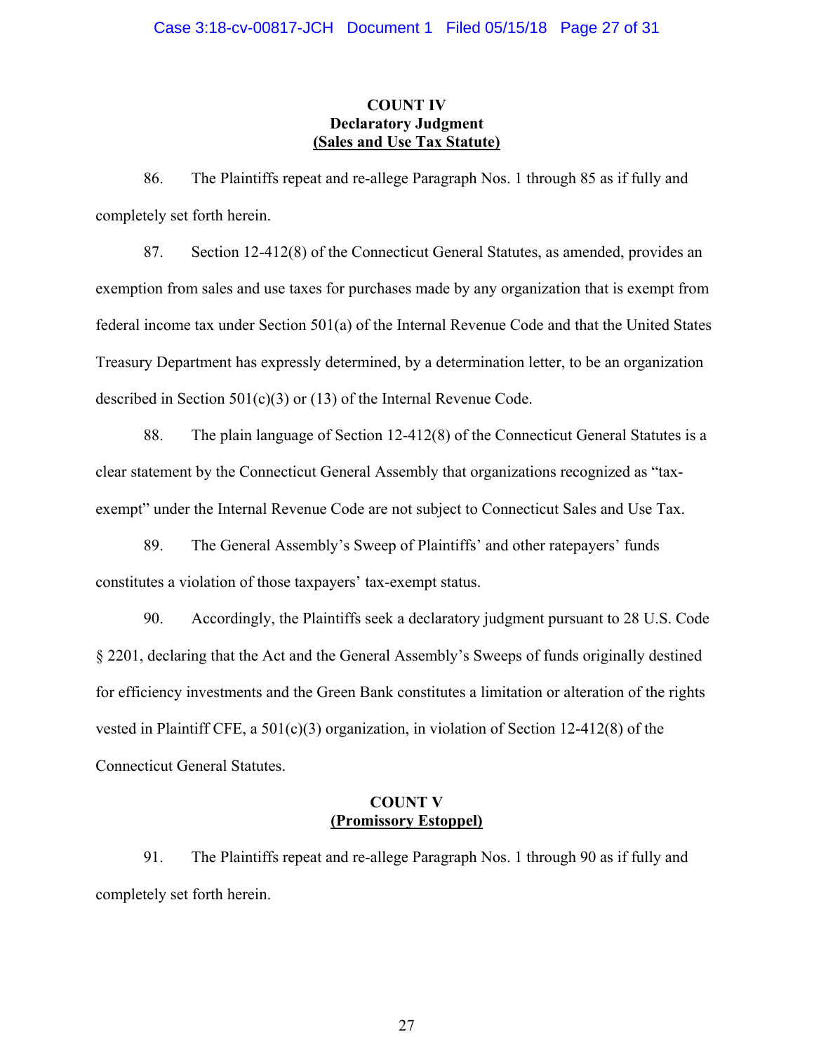**COUNT IV**
**Declaratory Judgment**
**(Sales and Use Tax Statute)**

86. The Plaintiffs repeat and re-allege Paragraph Nos. 1 through 85 as if fully and completely set forth herein.

87. Section 12-412(8) of the Connecticut General Statutes, as amended, provides an exemption from sales and use taxes for purchases made by any organization that is exempt from federal income tax under Section 501(a) of the Internal Revenue Code and that the United States Treasury Department has expressly determined, by a determination letter, to be an organization described in Section 501(c)(3) or (13) of the Internal Revenue Code.

88. The plain language of Section 12-412(8) of the Connecticut General Statutes is a clear statement by the Connecticut General Assembly that organizations recognized as "tax-exempt" under the Internal Revenue Code are not subject to Connecticut Sales and Use Tax.

89. The General Assembly's Sweep of Plaintiffs' and other ratepayers' funds constitutes a violation of those taxpayers' tax-exempt status.

90. Accordingly, the Plaintiffs seek a declaratory judgment pursuant to 28 U.S. Code § 2201, declaring that the Act and the General Assembly's Sweeps of funds originally destined for efficiency investments and the Green Bank constitutes a limitation or alteration of the rights vested in Plaintiff CFE, a 501(c)(3) organization, in violation of Section 12-412(8) of the Connecticut General Statutes.

**COUNT V**
**(Promissory Estoppel)**

91. The Plaintiffs repeat and re-allege Paragraph Nos. 1 through 90 as if fully and completely set forth herein.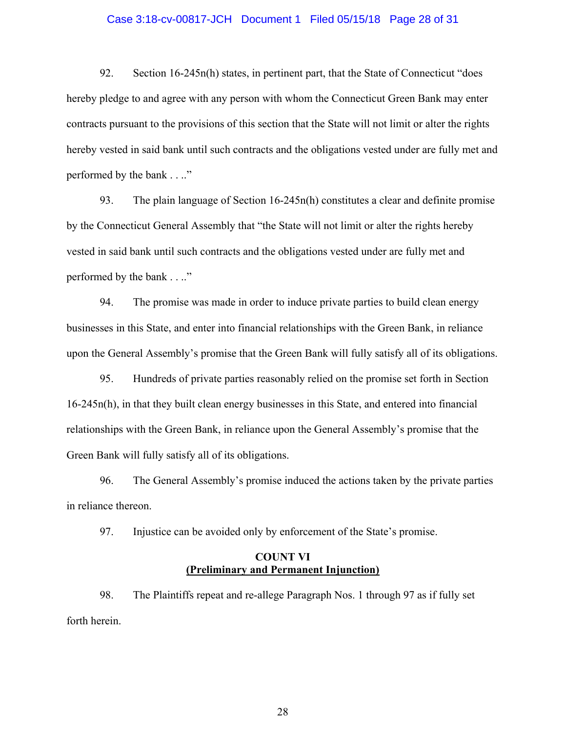92. Section 16-245n(h) states, in pertinent part, that the State of Connecticut "does hereby pledge to and agree with any person with whom the Connecticut Green Bank may enter contracts pursuant to the provisions of this section that the State will not limit or alter the rights hereby vested in said bank until such contracts and the obligations vested under are fully met and performed by the bank . . .."

93. The plain language of Section 16-245n(h) constitutes a clear and definite promise by the Connecticut General Assembly that "the State will not limit or alter the rights hereby vested in said bank until such contracts and the obligations vested under are fully met and performed by the bank . . .."

94. The promise was made in order to induce private parties to build clean energy businesses in this State, and enter into financial relationships with the Green Bank, in reliance upon the General Assembly's promise that the Green Bank will fully satisfy all of its obligations.

95. Hundreds of private parties reasonably relied on the promise set forth in Section 16-245n(h), in that they built clean energy businesses in this State, and entered into financial relationships with the Green Bank, in reliance upon the General Assembly's promise that the Green Bank will fully satisfy all of its obligations.

96. The General Assembly's promise induced the actions taken by the private parties in reliance thereon.

97. Injustice can be avoided only by enforcement of the State's promise.

**COUNT VI**
**(Preliminary and Permanent Injunction)**

98. The Plaintiffs repeat and re-allege Paragraph Nos. 1 through 97 as if fully set forth herein.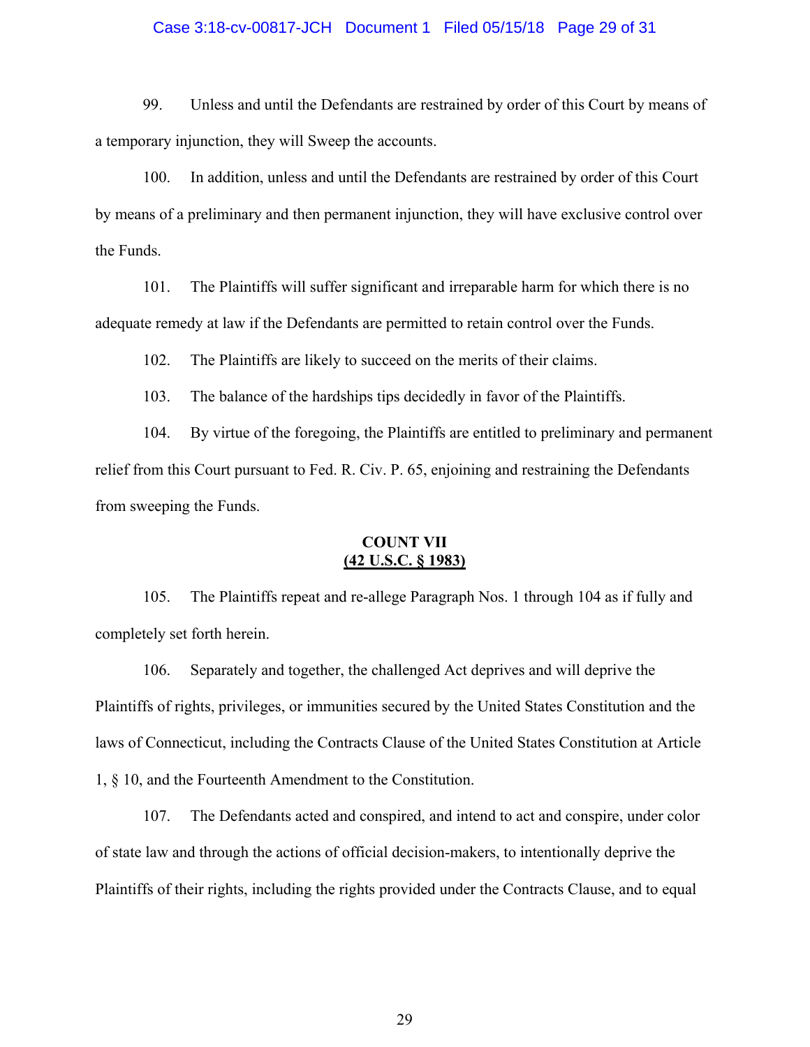99. Unless and until the Defendants are restrained by order of this Court by means of a temporary injunction, they will Sweep the accounts.

100. In addition, unless and until the Defendants are restrained by order of this Court by means of a preliminary and then permanent injunction, they will have exclusive control over the Funds.

101. The Plaintiffs will suffer significant and irreparable harm for which there is no adequate remedy at law if the Defendants are permitted to retain control over the Funds.

102. The Plaintiffs are likely to succeed on the merits of their claims.

103. The balance of the hardships tips decidedly in favor of the Plaintiffs.

104. By virtue of the foregoing, the Plaintiffs are entitled to preliminary and permanent relief from this Court pursuant to Fed. R. Civ. P. 65, enjoining and restraining the Defendants from sweeping the Funds.

**COUNT VII**
**(42 U.S.C. § 1983)**

105. The Plaintiffs repeat and re-allege Paragraph Nos. 1 through 104 as if fully and completely set forth herein.

106. Separately and together, the challenged Act deprives and will deprive the Plaintiffs of rights, privileges, or immunities secured by the United States Constitution and the laws of Connecticut, including the Contracts Clause of the United States Constitution at Article 1, § 10, and the Fourteenth Amendment to the Constitution.

107. The Defendants acted and conspired, and intend to act and conspire, under color of state law and through the actions of official decision-makers, to intentionally deprive the Plaintiffs of their rights, including the rights provided under the Contracts Clause, and to equal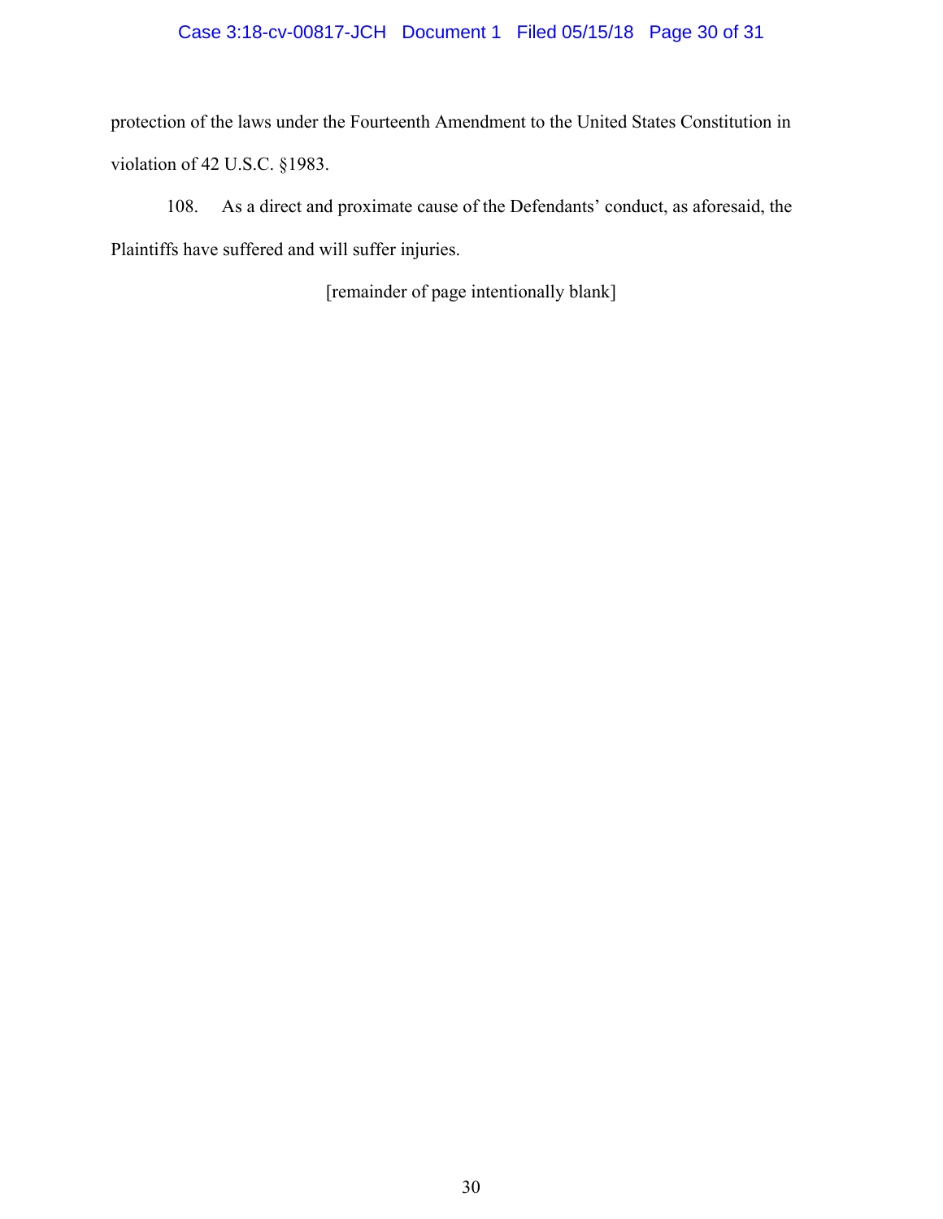protection of the laws under the Fourteenth Amendment to the United States Constitution in violation of 42 U.S.C. §1983.

108. As a direct and proximate cause of the Defendants' conduct, as aforesaid, the Plaintiffs have suffered and will suffer injuries.

[remainder of page intentionally blank]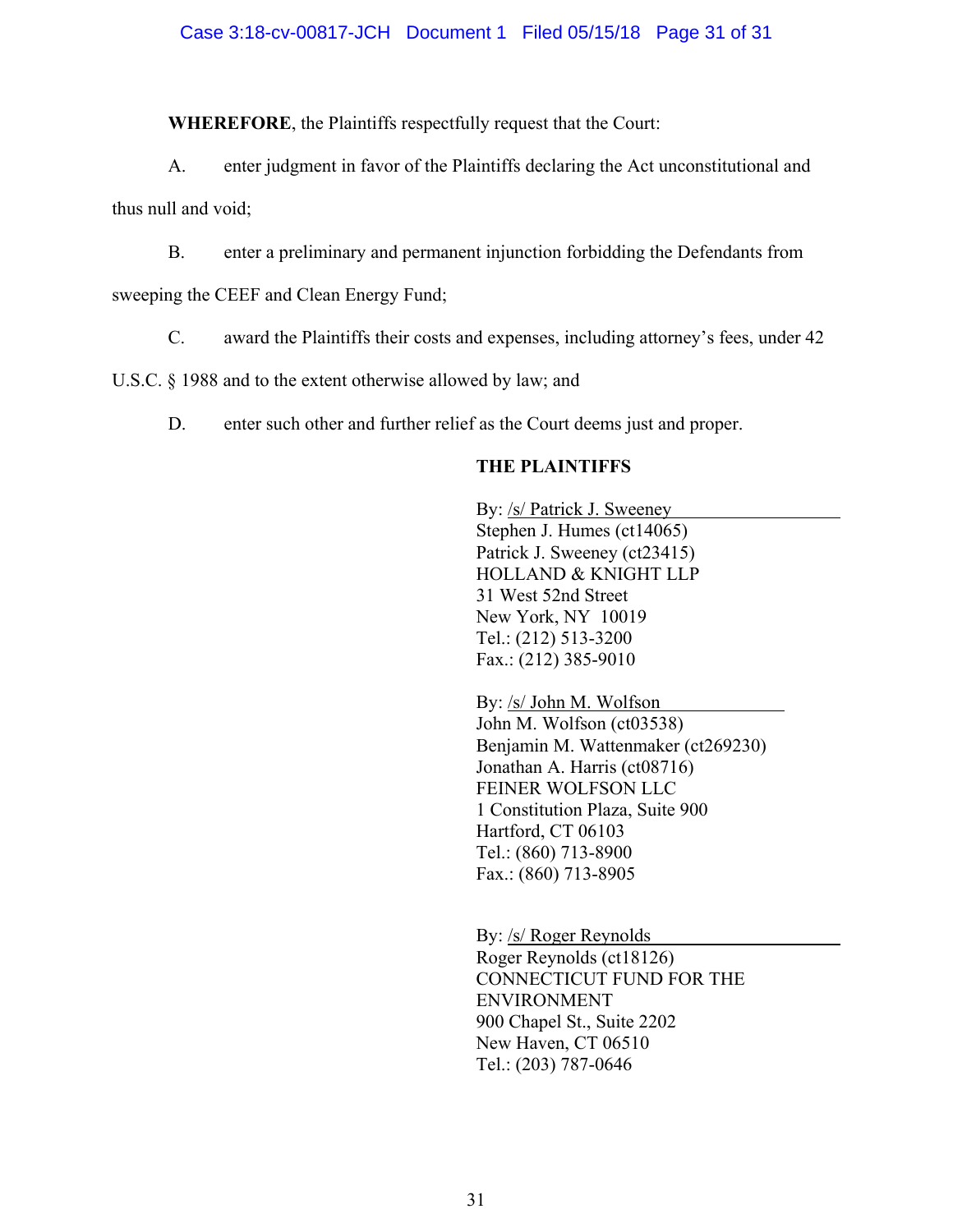**WHEREFORE**, the Plaintiffs respectfully request that the Court:

A. enter judgment in favor of the Plaintiffs declaring the Act unconstitutional and thus null and void;

B. enter a preliminary and permanent injunction forbidding the Defendants from sweeping the CEEF and Clean Energy Fund;

C. award the Plaintiffs their costs and expenses, including attorney's fees, under 42 U.S.C. § 1988 and to the extent otherwise allowed by law; and

D. enter such other and further relief as the Court deems just and proper.

**THE PLAINTIFFS**

By: /s/ Patrick J. Sweeney
Stephen J. Humes (ct14065)
Patrick J. Sweeney (ct23415)
HOLLAND & KNIGHT LLP
31 West 52nd Street
New York, NY 10019
Tel.: (212) 513-3200
Fax.: (212) 385-9010

By: /s/ John M. Wolfson
John M. Wolfson (ct03538)
Benjamin M. Wattenmaker (ct269230)
Jonathan A. Harris (ct08716)
FEINER WOLFSON LLC
1 Constitution Plaza, Suite 900
Hartford, CT 06103
Tel.: (860) 713-8900
Fax.: (860) 713-8905

By: /s/ Roger Reynolds
Roger Reynolds (ct18126)
CONNECTICUT FUND FOR THE ENVIRONMENT
900 Chapel St., Suite 2202
New Haven, CT 06510
Tel.: (203) 787-0646